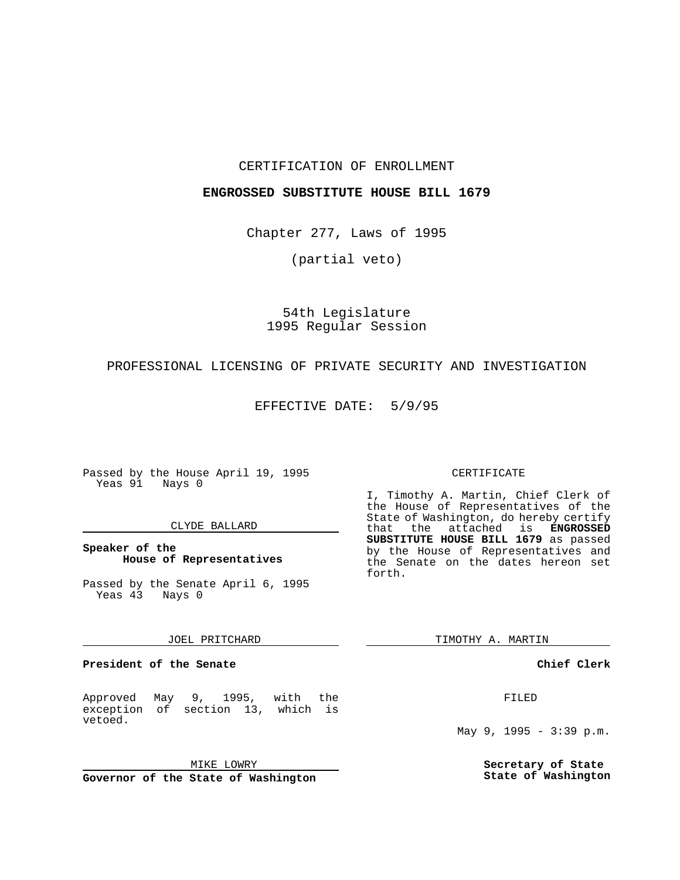CERTIFICATION OF ENROLLMENT

**ENGROSSED SUBSTITUTE HOUSE BILL 1679**

Chapter 277, Laws of 1995

(partial veto)

54th Legislature
1995 Regular Session

PROFESSIONAL LICENSING OF PRIVATE SECURITY AND INVESTIGATION

EFFECTIVE DATE: 5/9/95

Passed by the House April 19, 1995
Yeas 91 Nays 0

CLYDE BALLARD

**Speaker of the House of Representatives**

Passed by the Senate April 6, 1995
Yeas 43 Nays 0

JOEL PRITCHARD

**President of the Senate**

Approved May 9, 1995, with the exception of section 13, which is vetoed.

MIKE LOWRY

**Governor of the State of Washington**

CERTIFICATE

I, Timothy A. Martin, Chief Clerk of the House of Representatives of the State of Washington, do hereby certify that the attached is **ENGROSSED SUBSTITUTE HOUSE BILL 1679** as passed by the House of Representatives and the Senate on the dates hereon set forth.

TIMOTHY A. MARTIN

**Chief Clerk**

FILED

May 9, 1995 - 3:39 p.m.

**Secretary of State**
**State of Washington**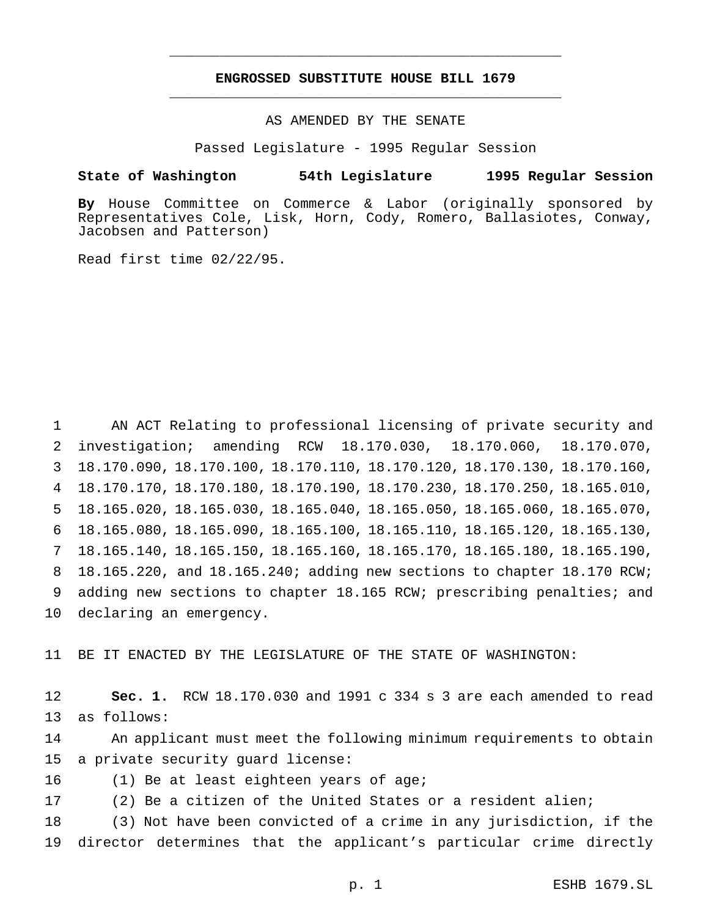**ENGROSSED SUBSTITUTE HOUSE BILL 1679**

AS AMENDED BY THE SENATE

Passed Legislature - 1995 Regular Session

**State of Washington 54th Legislature 1995 Regular Session**

**By** House Committee on Commerce & Labor (originally sponsored by Representatives Cole, Lisk, Horn, Cody, Romero, Ballasiotes, Conway, Jacobsen and Patterson)

Read first time 02/22/95.

1 AN ACT Relating to professional licensing of private security and
2 investigation; amending RCW 18.170.030, 18.170.060, 18.170.070,
3 18.170.090, 18.170.100, 18.170.110, 18.170.120, 18.170.130, 18.170.160,
4 18.170.170, 18.170.180, 18.170.190, 18.170.230, 18.170.250, 18.165.010,
5 18.165.020, 18.165.030, 18.165.040, 18.165.050, 18.165.060, 18.165.070,
6 18.165.080, 18.165.090, 18.165.100, 18.165.110, 18.165.120, 18.165.130,
7 18.165.140, 18.165.150, 18.165.160, 18.165.170, 18.165.180, 18.165.190,
8 18.165.220, and 18.165.240; adding new sections to chapter 18.170 RCW;
9 adding new sections to chapter 18.165 RCW; prescribing penalties; and
10 declaring an emergency.

11 BE IT ENACTED BY THE LEGISLATURE OF THE STATE OF WASHINGTON:

12 **Sec. 1.** RCW 18.170.030 and 1991 c 334 s 3 are each amended to read
13 as follows:

14 An applicant must meet the following minimum requirements to obtain
15 a private security guard license:

16 (1) Be at least eighteen years of age;

17 (2) Be a citizen of the United States or a resident alien;

18 (3) Not have been convicted of a crime in any jurisdiction, if the
19 director determines that the applicant's particular crime directly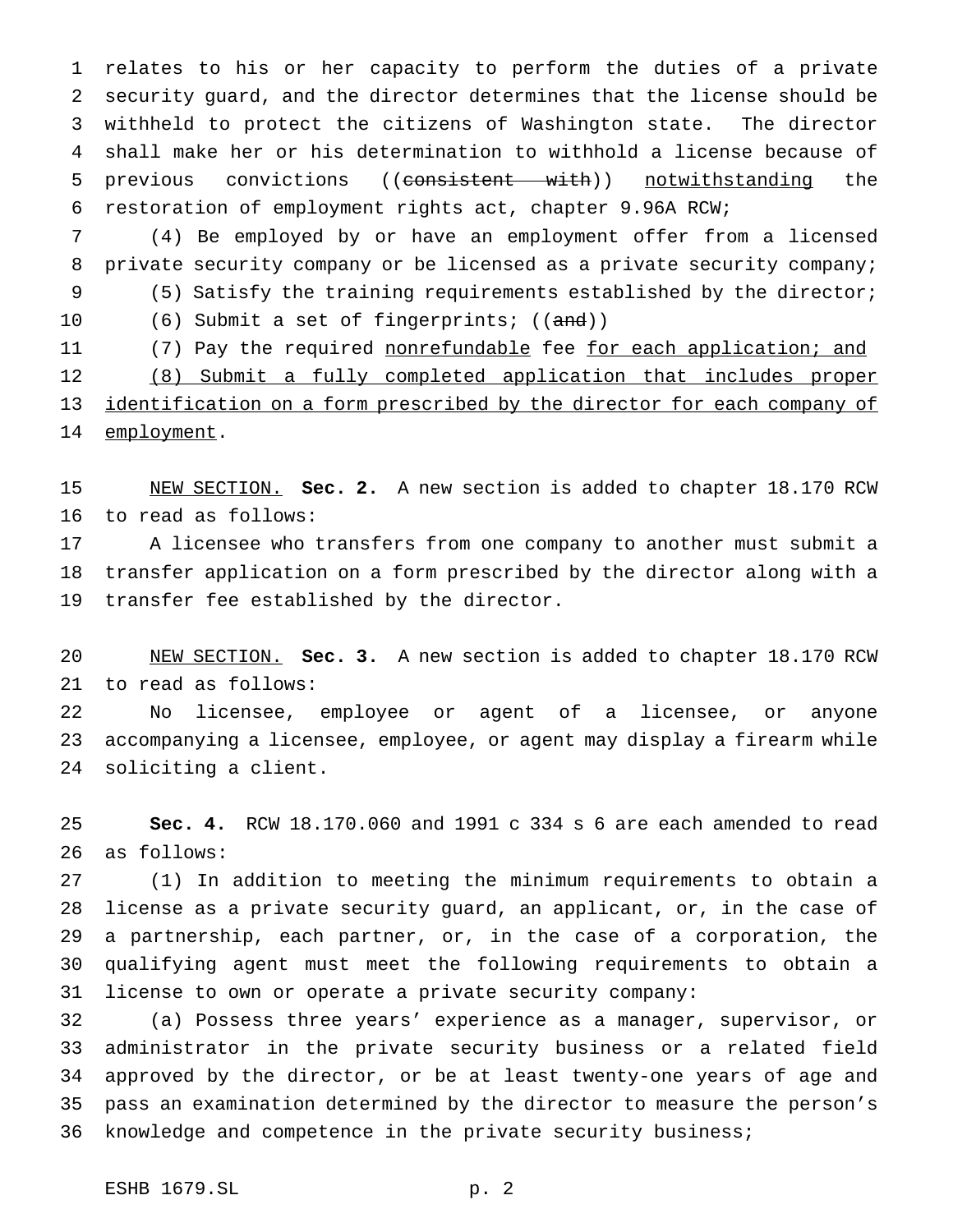relates to his or her capacity to perform the duties of a private security guard, and the director determines that the license should be withheld to protect the citizens of Washington state. The director shall make her or his determination to withhold a license because of previous convictions ((~~consistent with~~)) <u>notwithstanding</u> the restoration of employment rights act, chapter 9.96A RCW;

(4) Be employed by or have an employment offer from a licensed private security company or be licensed as a private security company;

(5) Satisfy the training requirements established by the director;

(6) Submit a set of fingerprints; ((~~and~~))

(7) Pay the required <u>nonrefundable</u> fee <u>for each application; and</u>

<u>(8) Submit a fully completed application that includes proper identification on a form prescribed by the director for each company of employment</u>.

<u>NEW SECTION.</u> **Sec. 2.** A new section is added to chapter 18.170 RCW to read as follows:

A licensee who transfers from one company to another must submit a transfer application on a form prescribed by the director along with a transfer fee established by the director.

<u>NEW SECTION.</u> **Sec. 3.** A new section is added to chapter 18.170 RCW to read as follows:

No licensee, employee or agent of a licensee, or anyone accompanying a licensee, employee, or agent may display a firearm while soliciting a client.

**Sec. 4.** RCW 18.170.060 and 1991 c 334 s 6 are each amended to read as follows:

(1) In addition to meeting the minimum requirements to obtain a license as a private security guard, an applicant, or, in the case of a partnership, each partner, or, in the case of a corporation, the qualifying agent must meet the following requirements to obtain a license to own or operate a private security company:

(a) Possess three years' experience as a manager, supervisor, or administrator in the private security business or a related field approved by the director, or be at least twenty-one years of age and pass an examination determined by the director to measure the person's knowledge and competence in the private security business;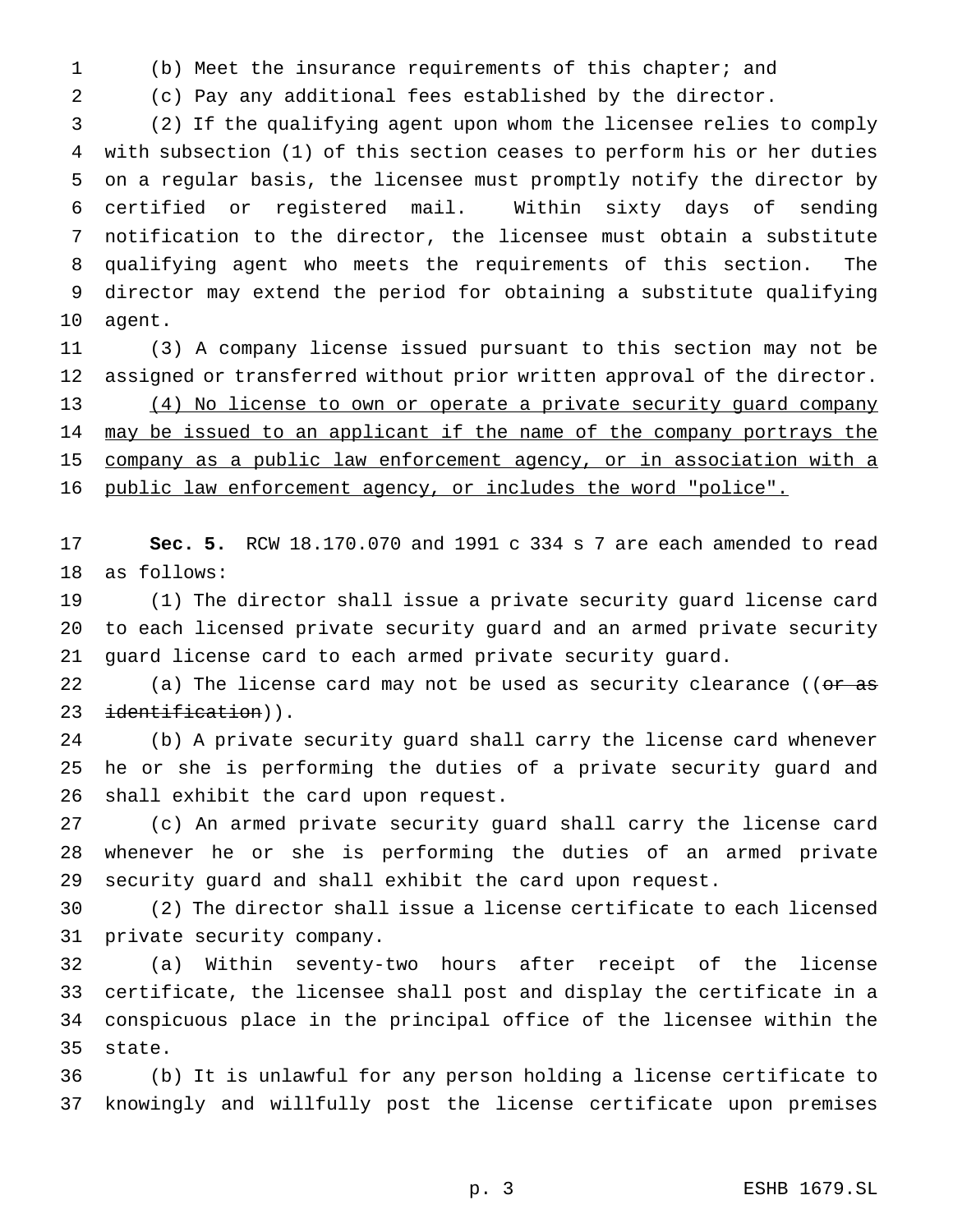(b) Meet the insurance requirements of this chapter; and

(c) Pay any additional fees established by the director.

(2) If the qualifying agent upon whom the licensee relies to comply with subsection (1) of this section ceases to perform his or her duties on a regular basis, the licensee must promptly notify the director by certified or registered mail. Within sixty days of sending notification to the director, the licensee must obtain a substitute qualifying agent who meets the requirements of this section. The director may extend the period for obtaining a substitute qualifying agent.

(3) A company license issued pursuant to this section may not be assigned or transferred without prior written approval of the director.

<u>(4) No license to own or operate a private security guard company may be issued to an applicant if the name of the company portrays the company as a public law enforcement agency, or in association with a public law enforcement agency, or includes the word "police".</u>

**Sec. 5.** RCW 18.170.070 and 1991 c 334 s 7 are each amended to read as follows:

(1) The director shall issue a private security guard license card to each licensed private security guard and an armed private security guard license card to each armed private security guard.

(a) The license card may not be used as security clearance ((~~or as identification~~)).

(b) A private security guard shall carry the license card whenever he or she is performing the duties of a private security guard and shall exhibit the card upon request.

(c) An armed private security guard shall carry the license card whenever he or she is performing the duties of an armed private security guard and shall exhibit the card upon request.

(2) The director shall issue a license certificate to each licensed private security company.

(a) Within seventy-two hours after receipt of the license certificate, the licensee shall post and display the certificate in a conspicuous place in the principal office of the licensee within the state.

(b) It is unlawful for any person holding a license certificate to knowingly and willfully post the license certificate upon premises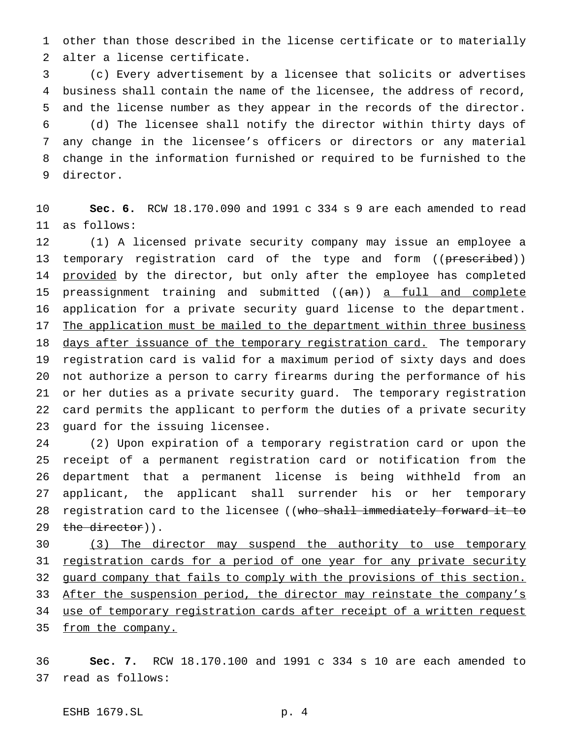other than those described in the license certificate or to materially alter a license certificate.

(c) Every advertisement by a licensee that solicits or advertises business shall contain the name of the licensee, the address of record, and the license number as they appear in the records of the director.

(d) The licensee shall notify the director within thirty days of any change in the licensee's officers or directors or any material change in the information furnished or required to be furnished to the director.

**Sec. 6.** RCW 18.170.090 and 1991 c 334 s 9 are each amended to read as follows:

(1) A licensed private security company may issue an employee a temporary registration card of the type and form ((~~prescribed~~)) <u>provided</u> by the director, but only after the employee has completed preassignment training and submitted ((~~an~~)) <u>a full and complete</u> application for a private security guard license to the department. <u>The application must be mailed to the department within three business days after issuance of the temporary registration card.</u> The temporary registration card is valid for a maximum period of sixty days and does not authorize a person to carry firearms during the performance of his or her duties as a private security guard. The temporary registration card permits the applicant to perform the duties of a private security guard for the issuing licensee.

(2) Upon expiration of a temporary registration card or upon the receipt of a permanent registration card or notification from the department that a permanent license is being withheld from an applicant, the applicant shall surrender his or her temporary registration card to the licensee ((~~who shall immediately forward it to the director~~)).

<u>(3) The director may suspend the authority to use temporary registration cards for a period of one year for any private security guard company that fails to comply with the provisions of this section. After the suspension period, the director may reinstate the company's use of temporary registration cards after receipt of a written request from the company.</u>

**Sec. 7.** RCW 18.170.100 and 1991 c 334 s 10 are each amended to read as follows: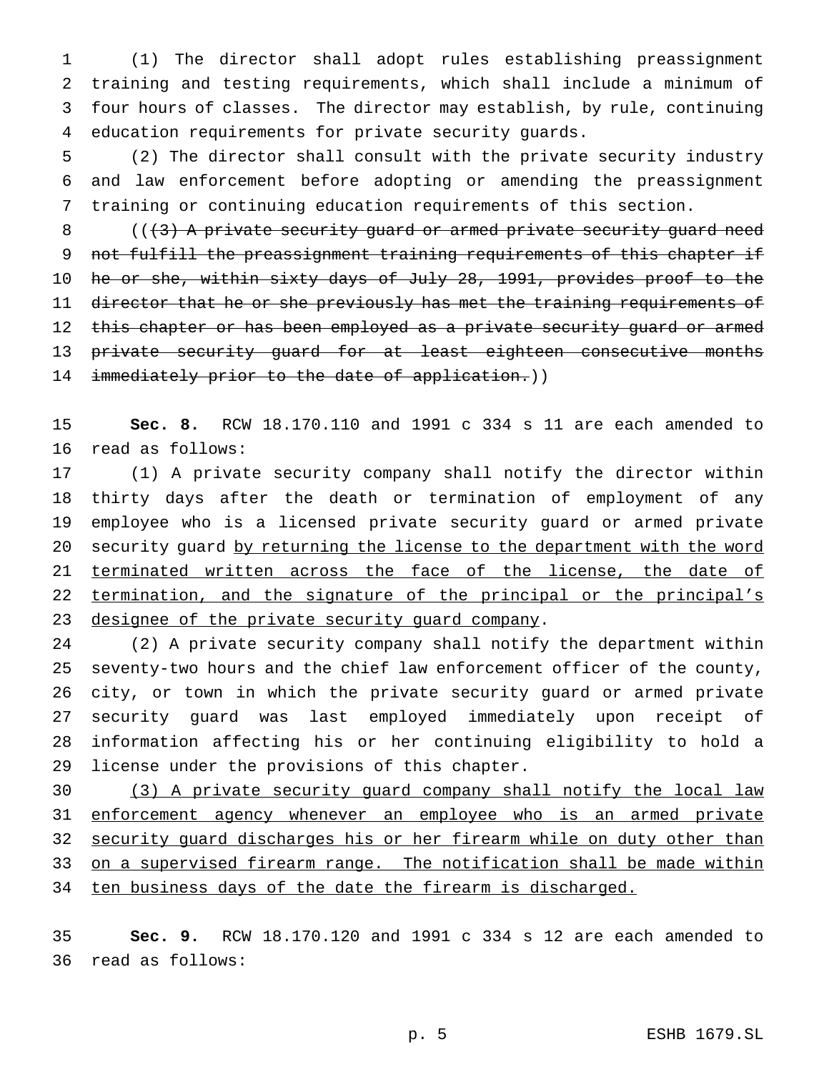(1) The director shall adopt rules establishing preassignment training and testing requirements, which shall include a minimum of four hours of classes. The director may establish, by rule, continuing education requirements for private security guards.

(2) The director shall consult with the private security industry and law enforcement before adopting or amending the preassignment training or continuing education requirements of this section.

((~~(3) A private security guard or armed private security guard need not fulfill the preassignment training requirements of this chapter if he or she, within sixty days of July 28, 1991, provides proof to the director that he or she previously has met the training requirements of this chapter or has been employed as a private security guard or armed private security guard for at least eighteen consecutive months immediately prior to the date of application.~~))

**Sec. 8.** RCW 18.170.110 and 1991 c 334 s 11 are each amended to read as follows:

(1) A private security company shall notify the director within thirty days after the death or termination of employment of any employee who is a licensed private security guard or armed private security guard <u>by returning the license to the department with the word terminated written across the face of the license, the date of termination, and the signature of the principal or the principal's designee of the private security guard company</u>.

(2) A private security company shall notify the department within seventy-two hours and the chief law enforcement officer of the county, city, or town in which the private security guard or armed private security guard was last employed immediately upon receipt of information affecting his or her continuing eligibility to hold a license under the provisions of this chapter.

<u>(3) A private security guard company shall notify the local law enforcement agency whenever an employee who is an armed private security guard discharges his or her firearm while on duty other than on a supervised firearm range. The notification shall be made within ten business days of the date the firearm is discharged.</u>

**Sec. 9.** RCW 18.170.120 and 1991 c 334 s 12 are each amended to read as follows: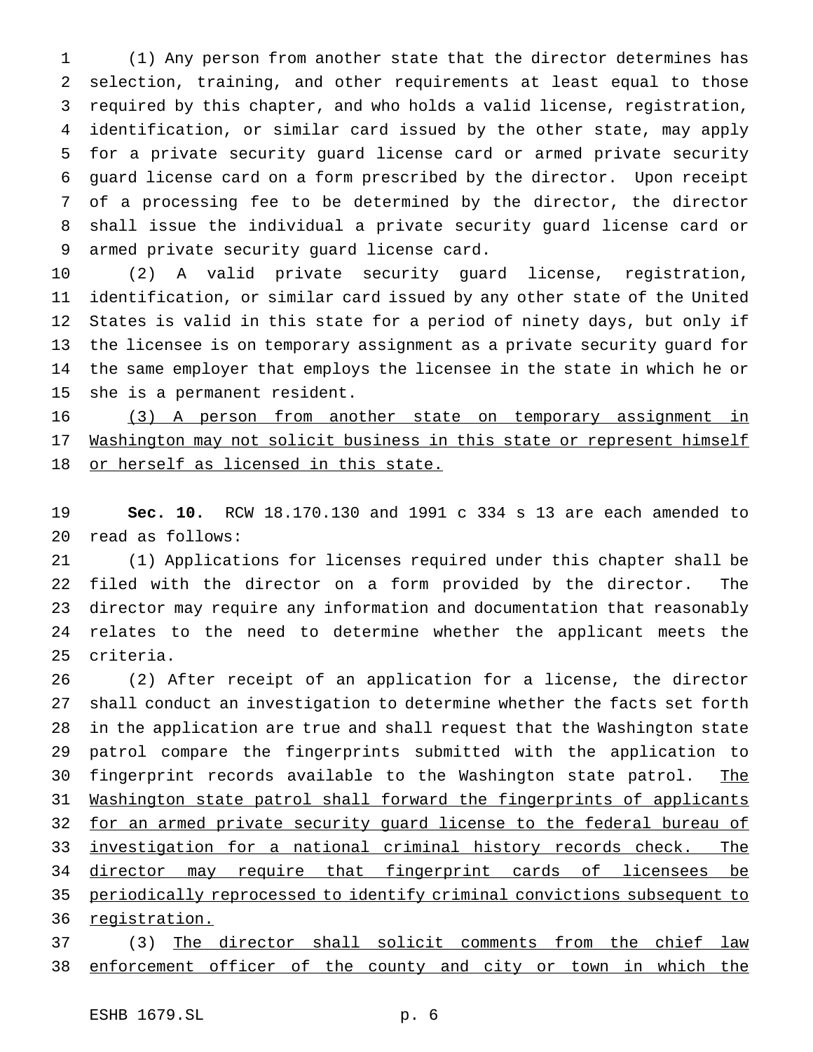(1) Any person from another state that the director determines has selection, training, and other requirements at least equal to those required by this chapter, and who holds a valid license, registration, identification, or similar card issued by the other state, may apply for a private security guard license card or armed private security guard license card on a form prescribed by the director. Upon receipt of a processing fee to be determined by the director, the director shall issue the individual a private security guard license card or armed private security guard license card.

(2) A valid private security guard license, registration, identification, or similar card issued by any other state of the United States is valid in this state for a period of ninety days, but only if the licensee is on temporary assignment as a private security guard for the same employer that employs the licensee in the state in which he or she is a permanent resident.

(3) A person from another state on temporary assignment in Washington may not solicit business in this state or represent himself or herself as licensed in this state.

**Sec. 10.** RCW 18.170.130 and 1991 c 334 s 13 are each amended to read as follows:

(1) Applications for licenses required under this chapter shall be filed with the director on a form provided by the director. The director may require any information and documentation that reasonably relates to the need to determine whether the applicant meets the criteria.

(2) After receipt of an application for a license, the director shall conduct an investigation to determine whether the facts set forth in the application are true and shall request that the Washington state patrol compare the fingerprints submitted with the application to fingerprint records available to the Washington state patrol. The Washington state patrol shall forward the fingerprints of applicants for an armed private security guard license to the federal bureau of investigation for a national criminal history records check. The director may require that fingerprint cards of licensees be periodically reprocessed to identify criminal convictions subsequent to registration.

(3) The director shall solicit comments from the chief law enforcement officer of the county and city or town in which the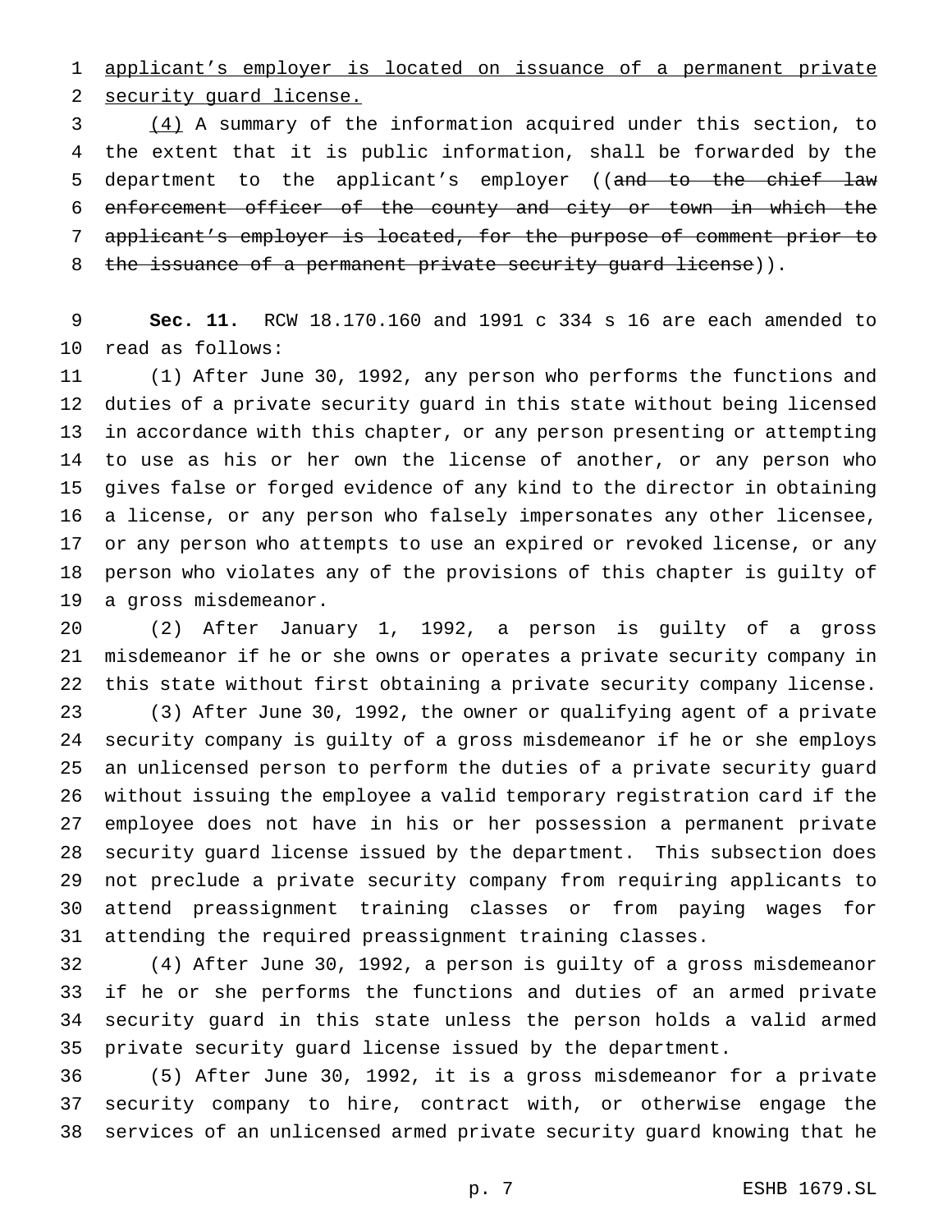applicant's employer is located on issuance of a permanent private security guard license.

(4) A summary of the information acquired under this section, to the extent that it is public information, shall be forwarded by the department to the applicant's employer ((~~and to the chief law enforcement officer of the county and city or town in which the applicant's employer is located, for the purpose of comment prior to the issuance of a permanent private security guard license~~)).

**Sec. 11.** RCW 18.170.160 and 1991 c 334 s 16 are each amended to read as follows:

(1) After June 30, 1992, any person who performs the functions and duties of a private security guard in this state without being licensed in accordance with this chapter, or any person presenting or attempting to use as his or her own the license of another, or any person who gives false or forged evidence of any kind to the director in obtaining a license, or any person who falsely impersonates any other licensee, or any person who attempts to use an expired or revoked license, or any person who violates any of the provisions of this chapter is guilty of a gross misdemeanor.

(2) After January 1, 1992, a person is guilty of a gross misdemeanor if he or she owns or operates a private security company in this state without first obtaining a private security company license.

(3) After June 30, 1992, the owner or qualifying agent of a private security company is guilty of a gross misdemeanor if he or she employs an unlicensed person to perform the duties of a private security guard without issuing the employee a valid temporary registration card if the employee does not have in his or her possession a permanent private security guard license issued by the department. This subsection does not preclude a private security company from requiring applicants to attend preassignment training classes or from paying wages for attending the required preassignment training classes.

(4) After June 30, 1992, a person is guilty of a gross misdemeanor if he or she performs the functions and duties of an armed private security guard in this state unless the person holds a valid armed private security guard license issued by the department.

(5) After June 30, 1992, it is a gross misdemeanor for a private security company to hire, contract with, or otherwise engage the services of an unlicensed armed private security guard knowing that he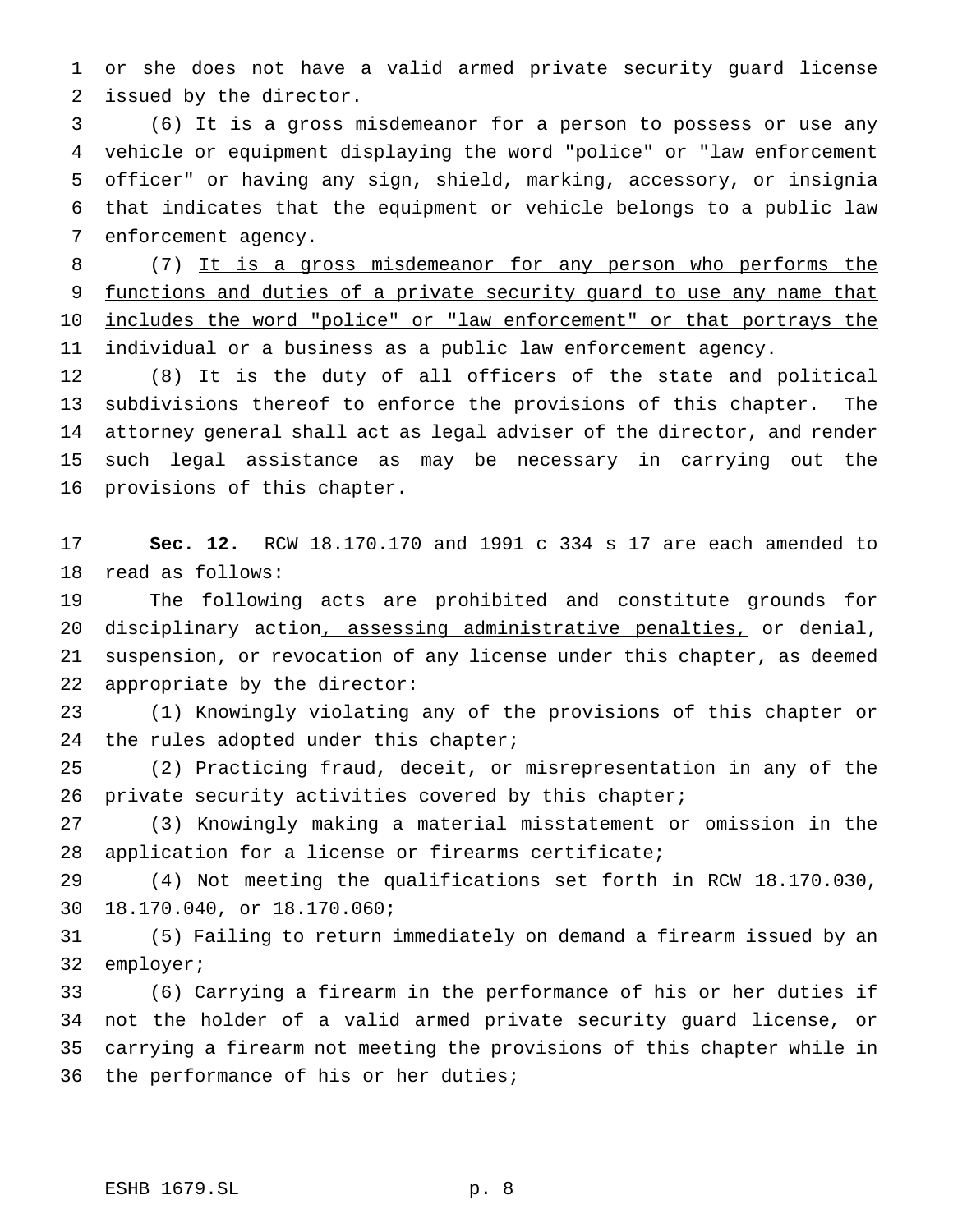or she does not have a valid armed private security guard license issued by the director.

(6) It is a gross misdemeanor for a person to possess or use any vehicle or equipment displaying the word "police" or "law enforcement officer" or having any sign, shield, marking, accessory, or insignia that indicates that the equipment or vehicle belongs to a public law enforcement agency.

(7) <u>It is a gross misdemeanor for any person who performs the functions and duties of a private security guard to use any name that includes the word "police" or "law enforcement" or that portrays the individual or a business as a public law enforcement agency.</u>

<u>(8)</u> It is the duty of all officers of the state and political subdivisions thereof to enforce the provisions of this chapter. The attorney general shall act as legal adviser of the director, and render such legal assistance as may be necessary in carrying out the provisions of this chapter.

**Sec. 12.** RCW 18.170.170 and 1991 c 334 s 17 are each amended to read as follows:

The following acts are prohibited and constitute grounds for disciplinary action<u>, assessing administrative penalties,</u> or denial, suspension, or revocation of any license under this chapter, as deemed appropriate by the director:

(1) Knowingly violating any of the provisions of this chapter or the rules adopted under this chapter;

(2) Practicing fraud, deceit, or misrepresentation in any of the private security activities covered by this chapter;

(3) Knowingly making a material misstatement or omission in the application for a license or firearms certificate;

(4) Not meeting the qualifications set forth in RCW 18.170.030, 18.170.040, or 18.170.060;

(5) Failing to return immediately on demand a firearm issued by an employer;

(6) Carrying a firearm in the performance of his or her duties if not the holder of a valid armed private security guard license, or carrying a firearm not meeting the provisions of this chapter while in the performance of his or her duties;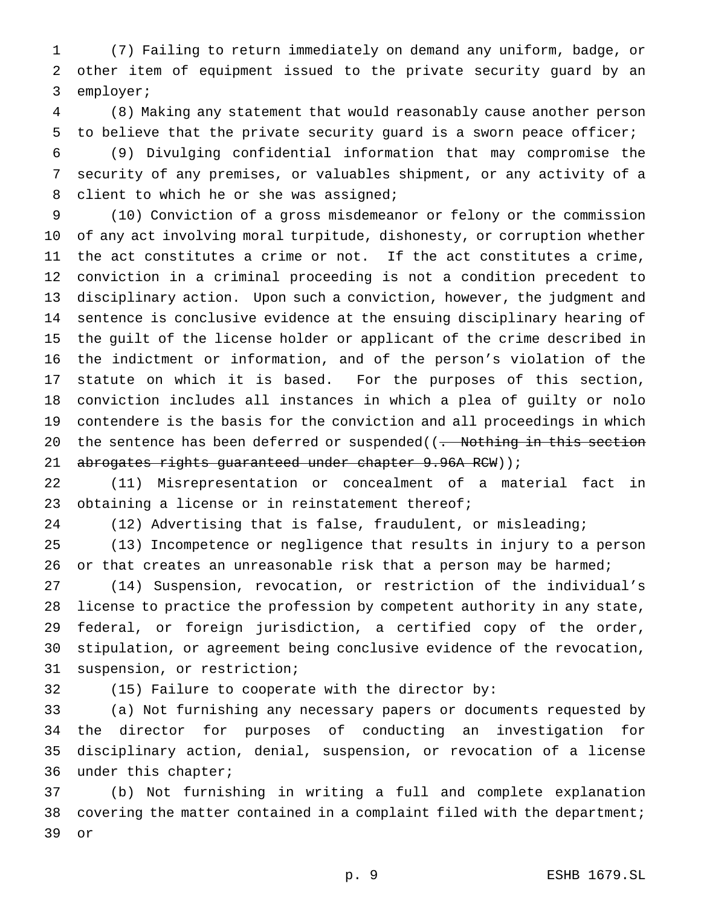(7) Failing to return immediately on demand any uniform, badge, or other item of equipment issued to the private security guard by an employer;

(8) Making any statement that would reasonably cause another person to believe that the private security guard is a sworn peace officer;

(9) Divulging confidential information that may compromise the security of any premises, or valuables shipment, or any activity of a client to which he or she was assigned;

(10) Conviction of a gross misdemeanor or felony or the commission of any act involving moral turpitude, dishonesty, or corruption whether the act constitutes a crime or not. If the act constitutes a crime, conviction in a criminal proceeding is not a condition precedent to disciplinary action. Upon such a conviction, however, the judgment and sentence is conclusive evidence at the ensuing disciplinary hearing of the guilt of the license holder or applicant of the crime described in the indictment or information, and of the person's violation of the statute on which it is based. For the purposes of this section, conviction includes all instances in which a plea of guilty or nolo contendere is the basis for the conviction and all proceedings in which the sentence has been deferred or suspended((~~. Nothing in this section abrogates rights guaranteed under chapter 9.96A RCW~~));

(11) Misrepresentation or concealment of a material fact in obtaining a license or in reinstatement thereof;

(12) Advertising that is false, fraudulent, or misleading;

(13) Incompetence or negligence that results in injury to a person or that creates an unreasonable risk that a person may be harmed;

(14) Suspension, revocation, or restriction of the individual's license to practice the profession by competent authority in any state, federal, or foreign jurisdiction, a certified copy of the order, stipulation, or agreement being conclusive evidence of the revocation, suspension, or restriction;

(15) Failure to cooperate with the director by:

(a) Not furnishing any necessary papers or documents requested by the director for purposes of conducting an investigation for disciplinary action, denial, suspension, or revocation of a license under this chapter;

(b) Not furnishing in writing a full and complete explanation covering the matter contained in a complaint filed with the department; or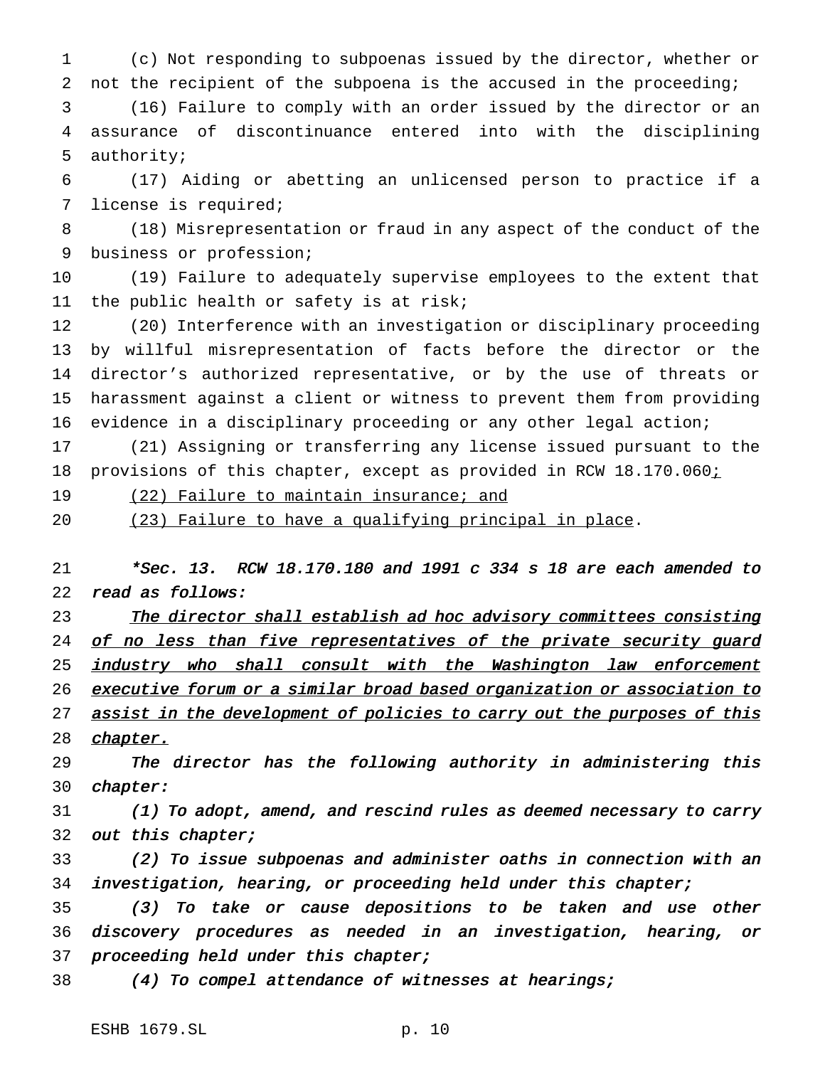(c) Not responding to subpoenas issued by the director, whether or not the recipient of the subpoena is the accused in the proceeding;

(16) Failure to comply with an order issued by the director or an assurance of discontinuance entered into with the disciplining authority;

(17) Aiding or abetting an unlicensed person to practice if a license is required;

(18) Misrepresentation or fraud in any aspect of the conduct of the business or profession;

(19) Failure to adequately supervise employees to the extent that the public health or safety is at risk;

(20) Interference with an investigation or disciplinary proceeding by willful misrepresentation of facts before the director or the director's authorized representative, or by the use of threats or harassment against a client or witness to prevent them from providing evidence in a disciplinary proceeding or any other legal action;

(21) Assigning or transferring any license issued pursuant to the provisions of this chapter, except as provided in RCW 18.170.060;

(22) Failure to maintain insurance; and

(23) Failure to have a qualifying principal in place.

*\*Sec. 13. RCW 18.170.180 and 1991 c 334 s 18 are each amended to read as follows:*

*The director shall establish ad hoc advisory committees consisting of no less than five representatives of the private security guard industry who shall consult with the Washington law enforcement executive forum or a similar broad based organization or association to assist in the development of policies to carry out the purposes of this chapter.*

*The director has the following authority in administering this chapter:*

*(1) To adopt, amend, and rescind rules as deemed necessary to carry out this chapter;*

*(2) To issue subpoenas and administer oaths in connection with an investigation, hearing, or proceeding held under this chapter;*

*(3) To take or cause depositions to be taken and use other discovery procedures as needed in an investigation, hearing, or proceeding held under this chapter;*

*(4) To compel attendance of witnesses at hearings;*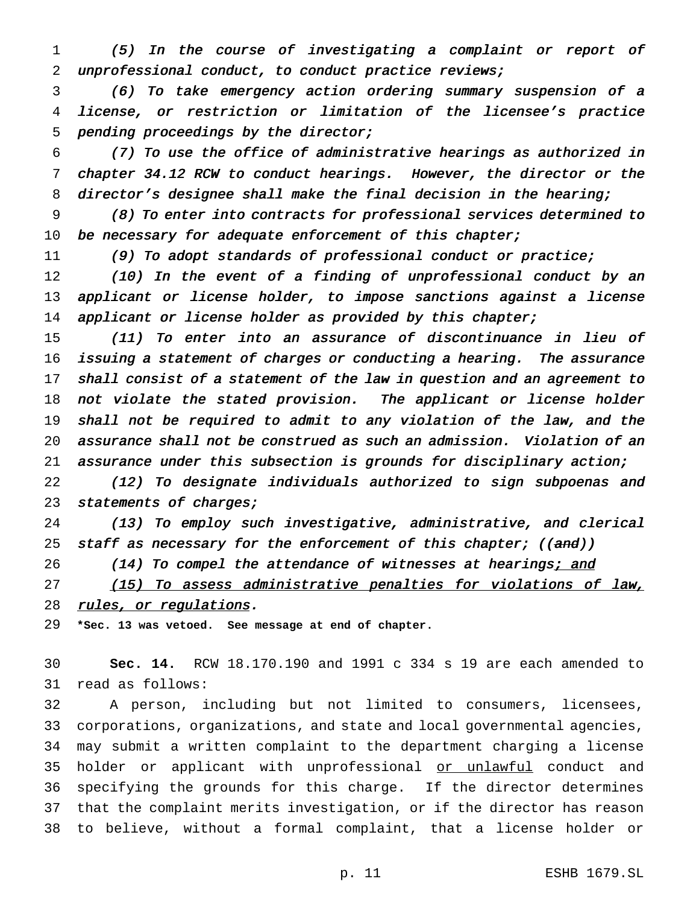*(5) In the course of investigating a complaint or report of unprofessional conduct, to conduct practice reviews;*

*(6) To take emergency action ordering summary suspension of a license, or restriction or limitation of the licensee's practice pending proceedings by the director;*

*(7) To use the office of administrative hearings as authorized in chapter 34.12 RCW to conduct hearings. However, the director or the director's designee shall make the final decision in the hearing;*

*(8) To enter into contracts for professional services determined to be necessary for adequate enforcement of this chapter;*

*(9) To adopt standards of professional conduct or practice;*

*(10) In the event of a finding of unprofessional conduct by an applicant or license holder, to impose sanctions against a license applicant or license holder as provided by this chapter;*

*(11) To enter into an assurance of discontinuance in lieu of issuing a statement of charges or conducting a hearing. The assurance shall consist of a statement of the law in question and an agreement to not violate the stated provision. The applicant or license holder shall not be required to admit to any violation of the law, and the assurance shall not be construed as such an admission. Violation of an assurance under this subsection is grounds for disciplinary action;*

*(12) To designate individuals authorized to sign subpoenas and statements of charges;*

*(13) To employ such investigative, administrative, and clerical staff as necessary for the enforcement of this chapter; ((~~and~~))*

*(14) To compel the attendance of witnesses at hearings<ins>; and</ins>*

*<ins>(15) To assess administrative penalties for violations of law, rules, or regulations</ins>.*

**\*Sec. 13 was vetoed. See message at end of chapter.**

**Sec. 14.** RCW 18.170.190 and 1991 c 334 s 19 are each amended to read as follows:

A person, including but not limited to consumers, licensees, corporations, organizations, and state and local governmental agencies, may submit a written complaint to the department charging a license holder or applicant with unprofessional <ins>or unlawful</ins> conduct and specifying the grounds for this charge. If the director determines that the complaint merits investigation, or if the director has reason to believe, without a formal complaint, that a license holder or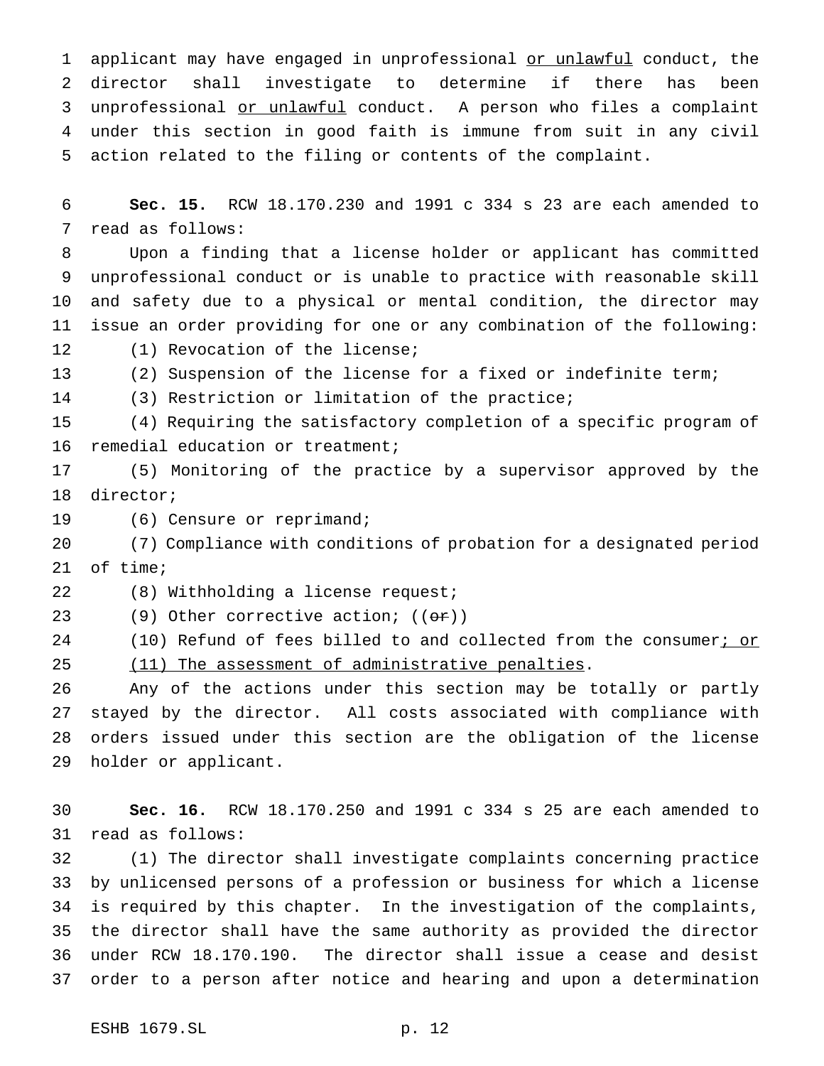applicant may have engaged in unprofessional <u>or unlawful</u> conduct, the director shall investigate to determine if there has been unprofessional <u>or unlawful</u> conduct. A person who files a complaint under this section in good faith is immune from suit in any civil action related to the filing or contents of the complaint.

**Sec. 15.** RCW 18.170.230 and 1991 c 334 s 23 are each amended to read as follows:

Upon a finding that a license holder or applicant has committed unprofessional conduct or is unable to practice with reasonable skill and safety due to a physical or mental condition, the director may issue an order providing for one or any combination of the following:

(1) Revocation of the license;

(2) Suspension of the license for a fixed or indefinite term;

(3) Restriction or limitation of the practice;

(4) Requiring the satisfactory completion of a specific program of remedial education or treatment;

(5) Monitoring of the practice by a supervisor approved by the director;

(6) Censure or reprimand;

(7) Compliance with conditions of probation for a designated period of time;

(8) Withholding a license request;

(9) Other corrective action; ((~~or~~))

(10) Refund of fees billed to and collected from the consumer<u>; or</u>

<u>(11) The assessment of administrative penalties</u>.

Any of the actions under this section may be totally or partly stayed by the director. All costs associated with compliance with orders issued under this section are the obligation of the license holder or applicant.

**Sec. 16.** RCW 18.170.250 and 1991 c 334 s 25 are each amended to read as follows:

(1) The director shall investigate complaints concerning practice by unlicensed persons of a profession or business for which a license is required by this chapter. In the investigation of the complaints, the director shall have the same authority as provided the director under RCW 18.170.190. The director shall issue a cease and desist order to a person after notice and hearing and upon a determination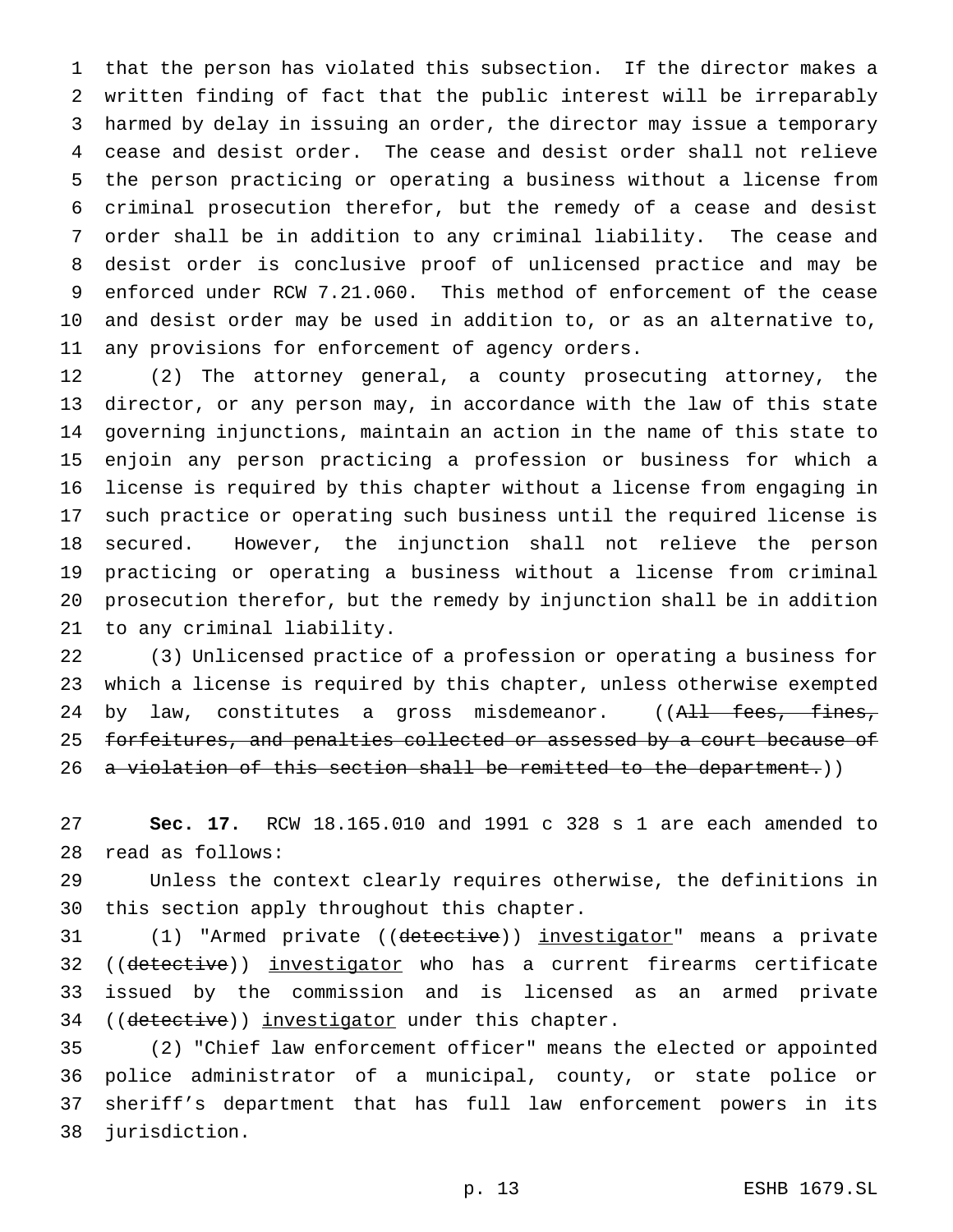that the person has violated this subsection. If the director makes a written finding of fact that the public interest will be irreparably harmed by delay in issuing an order, the director may issue a temporary cease and desist order. The cease and desist order shall not relieve the person practicing or operating a business without a license from criminal prosecution therefor, but the remedy of a cease and desist order shall be in addition to any criminal liability. The cease and desist order is conclusive proof of unlicensed practice and may be enforced under RCW 7.21.060. This method of enforcement of the cease and desist order may be used in addition to, or as an alternative to, any provisions for enforcement of agency orders.

(2) The attorney general, a county prosecuting attorney, the director, or any person may, in accordance with the law of this state governing injunctions, maintain an action in the name of this state to enjoin any person practicing a profession or business for which a license is required by this chapter without a license from engaging in such practice or operating such business until the required license is secured. However, the injunction shall not relieve the person practicing or operating a business without a license from criminal prosecution therefor, but the remedy by injunction shall be in addition to any criminal liability.

(3) Unlicensed practice of a profession or operating a business for which a license is required by this chapter, unless otherwise exempted by law, constitutes a gross misdemeanor. ((~~All fees, fines, forfeitures, and penalties collected or assessed by a court because of a violation of this section shall be remitted to the department.~~))

**Sec. 17.** RCW 18.165.010 and 1991 c 328 s 1 are each amended to read as follows:

Unless the context clearly requires otherwise, the definitions in this section apply throughout this chapter.

(1) "Armed private ((~~detective~~)) <u>investigator</u>" means a private ((~~detective~~)) <u>investigator</u> who has a current firearms certificate issued by the commission and is licensed as an armed private ((~~detective~~)) <u>investigator</u> under this chapter.

(2) "Chief law enforcement officer" means the elected or appointed police administrator of a municipal, county, or state police or sheriff's department that has full law enforcement powers in its jurisdiction.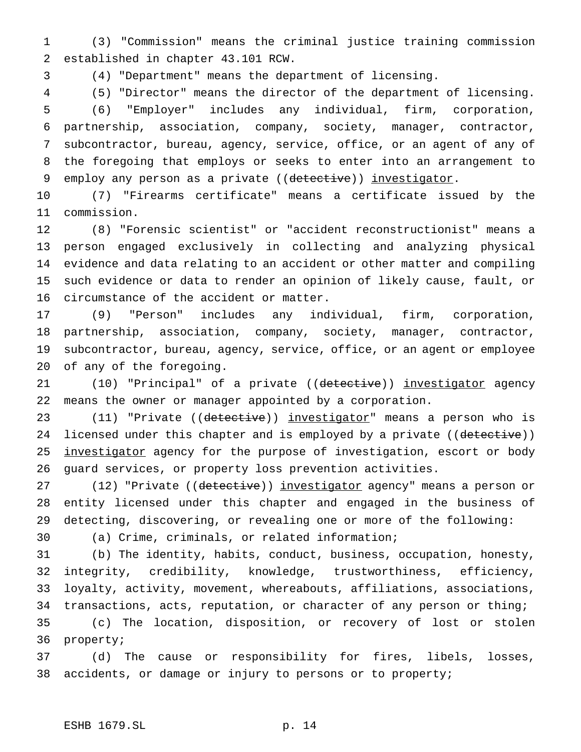(3) "Commission" means the criminal justice training commission established in chapter 43.101 RCW.

(4) "Department" means the department of licensing.

(5) "Director" means the director of the department of licensing.

(6) "Employer" includes any individual, firm, corporation, partnership, association, company, society, manager, contractor, subcontractor, bureau, agency, service, office, or an agent of any of the foregoing that employs or seeks to enter into an arrangement to employ any person as a private ((~~detective~~)) <u>investigator</u>.

(7) "Firearms certificate" means a certificate issued by the commission.

(8) "Forensic scientist" or "accident reconstructionist" means a person engaged exclusively in collecting and analyzing physical evidence and data relating to an accident or other matter and compiling such evidence or data to render an opinion of likely cause, fault, or circumstance of the accident or matter.

(9) "Person" includes any individual, firm, corporation, partnership, association, company, society, manager, contractor, subcontractor, bureau, agency, service, office, or an agent or employee of any of the foregoing.

(10) "Principal" of a private ((~~detective~~)) <u>investigator</u> agency means the owner or manager appointed by a corporation.

(11) "Private ((~~detective~~)) <u>investigator</u>" means a person who is licensed under this chapter and is employed by a private ((~~detective~~)) <u>investigator</u> agency for the purpose of investigation, escort or body guard services, or property loss prevention activities.

(12) "Private ((~~detective~~)) <u>investigator</u> agency" means a person or entity licensed under this chapter and engaged in the business of detecting, discovering, or revealing one or more of the following:

(a) Crime, criminals, or related information;

(b) The identity, habits, conduct, business, occupation, honesty, integrity, credibility, knowledge, trustworthiness, efficiency, loyalty, activity, movement, whereabouts, affiliations, associations, transactions, acts, reputation, or character of any person or thing;

(c) The location, disposition, or recovery of lost or stolen property;

(d) The cause or responsibility for fires, libels, losses, accidents, or damage or injury to persons or to property;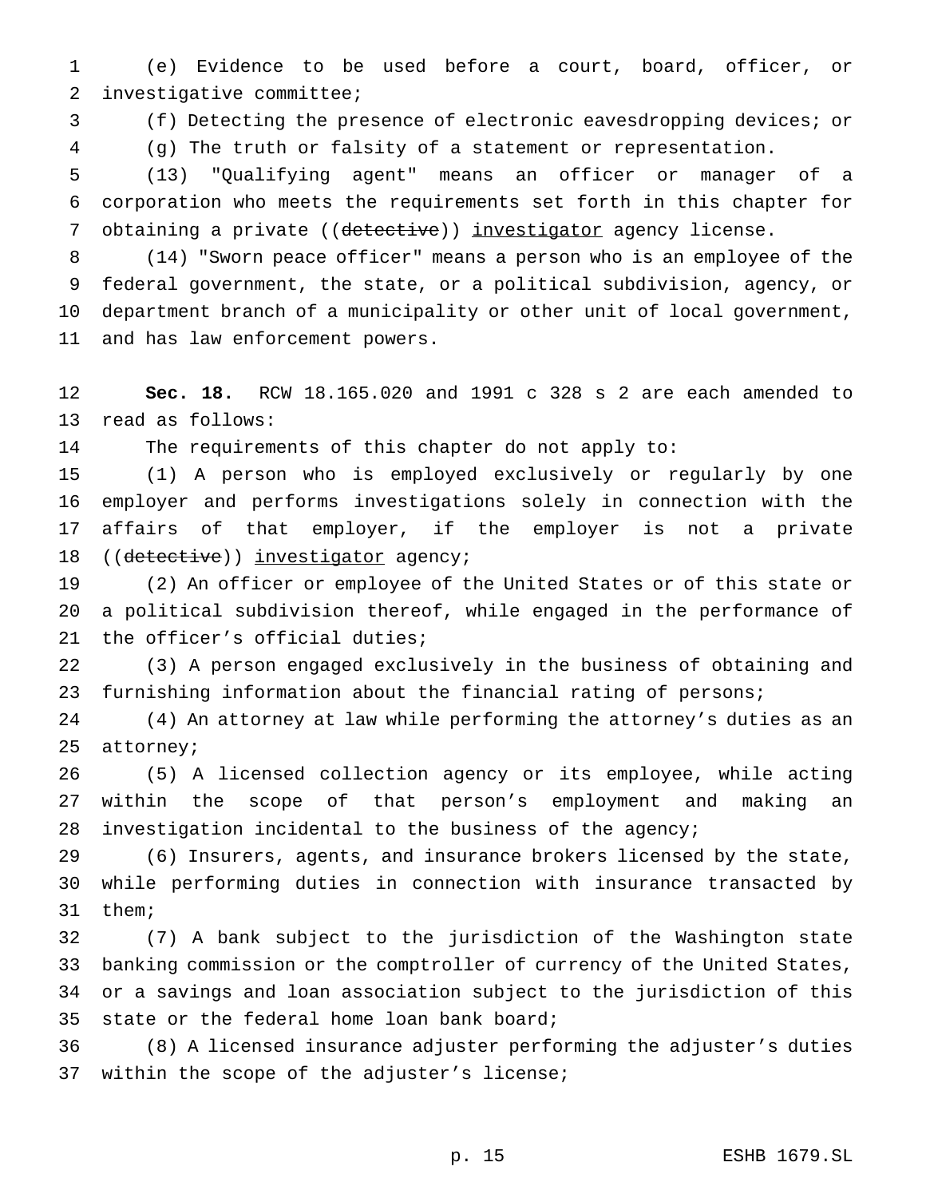(e) Evidence to be used before a court, board, officer, or investigative committee;

(f) Detecting the presence of electronic eavesdropping devices; or

(g) The truth or falsity of a statement or representation.

(13) "Qualifying agent" means an officer or manager of a corporation who meets the requirements set forth in this chapter for obtaining a private ((~~detective~~)) <u>investigator</u> agency license.

(14) "Sworn peace officer" means a person who is an employee of the federal government, the state, or a political subdivision, agency, or department branch of a municipality or other unit of local government, and has law enforcement powers.

**Sec. 18.** RCW 18.165.020 and 1991 c 328 s 2 are each amended to read as follows:

The requirements of this chapter do not apply to:

(1) A person who is employed exclusively or regularly by one employer and performs investigations solely in connection with the affairs of that employer, if the employer is not a private ((~~detective~~)) <u>investigator</u> agency;

(2) An officer or employee of the United States or of this state or a political subdivision thereof, while engaged in the performance of the officer's official duties;

(3) A person engaged exclusively in the business of obtaining and furnishing information about the financial rating of persons;

(4) An attorney at law while performing the attorney's duties as an attorney;

(5) A licensed collection agency or its employee, while acting within the scope of that person's employment and making an investigation incidental to the business of the agency;

(6) Insurers, agents, and insurance brokers licensed by the state, while performing duties in connection with insurance transacted by them;

(7) A bank subject to the jurisdiction of the Washington state banking commission or the comptroller of currency of the United States, or a savings and loan association subject to the jurisdiction of this state or the federal home loan bank board;

(8) A licensed insurance adjuster performing the adjuster's duties within the scope of the adjuster's license;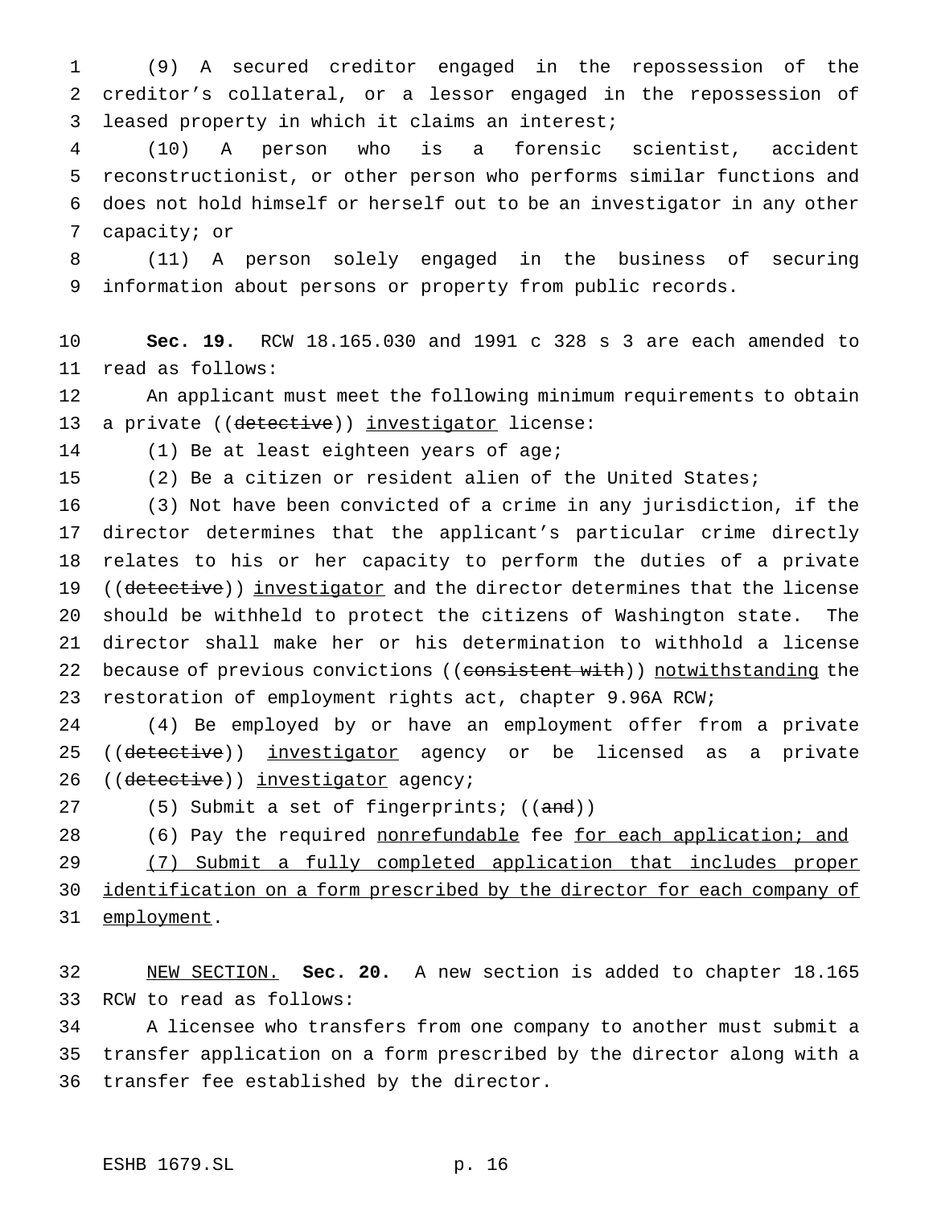(9) A secured creditor engaged in the repossession of the creditor's collateral, or a lessor engaged in the repossession of leased property in which it claims an interest;

(10) A person who is a forensic scientist, accident reconstructionist, or other person who performs similar functions and does not hold himself or herself out to be an investigator in any other capacity; or

(11) A person solely engaged in the business of securing information about persons or property from public records.

**Sec. 19.** RCW 18.165.030 and 1991 c 328 s 3 are each amended to read as follows:

An applicant must meet the following minimum requirements to obtain a private ((~~detective~~)) <u>investigator</u> license:

(1) Be at least eighteen years of age;

(2) Be a citizen or resident alien of the United States;

(3) Not have been convicted of a crime in any jurisdiction, if the director determines that the applicant's particular crime directly relates to his or her capacity to perform the duties of a private ((~~detective~~)) <u>investigator</u> and the director determines that the license should be withheld to protect the citizens of Washington state. The director shall make her or his determination to withhold a license because of previous convictions ((~~consistent with~~)) <u>notwithstanding</u> the restoration of employment rights act, chapter 9.96A RCW;

(4) Be employed by or have an employment offer from a private ((~~detective~~)) <u>investigator</u> agency or be licensed as a private ((~~detective~~)) <u>investigator</u> agency;

(5) Submit a set of fingerprints; ((~~and~~))

(6) Pay the required <u>nonrefundable</u> fee <u>for each application; and</u>

<u>(7) Submit a fully completed application that includes proper identification on a form prescribed by the director for each company of employment</u>.

<u>NEW SECTION.</u> **Sec. 20.** A new section is added to chapter 18.165 RCW to read as follows:

A licensee who transfers from one company to another must submit a transfer application on a form prescribed by the director along with a transfer fee established by the director.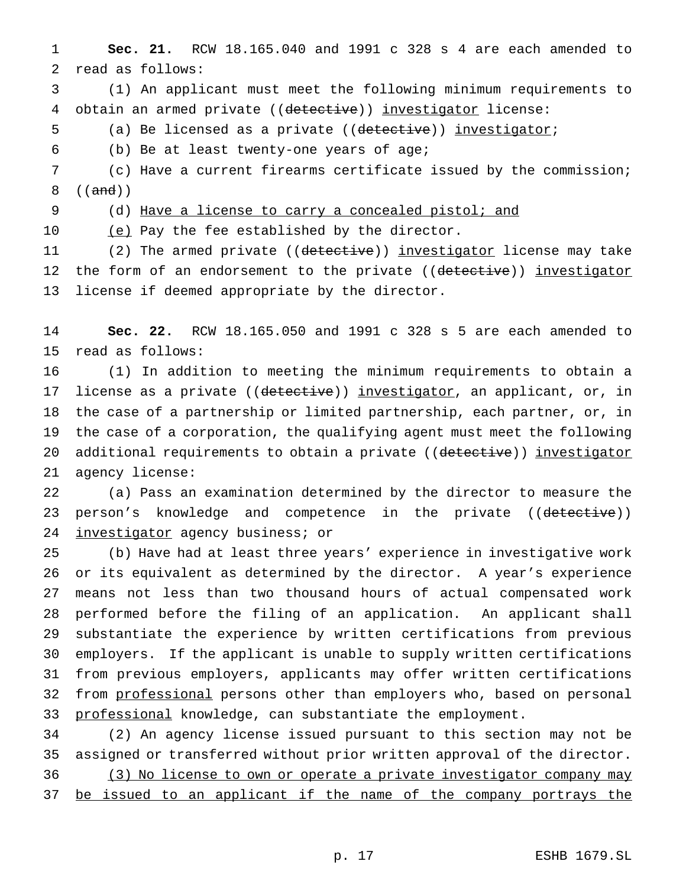**Sec. 21.** RCW 18.165.040 and 1991 c 328 s 4 are each amended to read as follows:

(1) An applicant must meet the following minimum requirements to obtain an armed private ((~~detective~~)) <u>investigator</u> license:

(a) Be licensed as a private ((~~detective~~)) <u>investigator</u>;

(b) Be at least twenty-one years of age;

(c) Have a current firearms certificate issued by the commission; ((~~and~~))

(d) <u>Have a license to carry a concealed pistol; and</u>

<u>(e)</u> Pay the fee established by the director.

(2) The armed private ((~~detective~~)) <u>investigator</u> license may take the form of an endorsement to the private ((~~detective~~)) <u>investigator</u> license if deemed appropriate by the director.

**Sec. 22.** RCW 18.165.050 and 1991 c 328 s 5 are each amended to read as follows:

(1) In addition to meeting the minimum requirements to obtain a license as a private ((~~detective~~)) <u>investigator</u>, an applicant, or, in the case of a partnership or limited partnership, each partner, or, in the case of a corporation, the qualifying agent must meet the following additional requirements to obtain a private ((~~detective~~)) <u>investigator</u> agency license:

(a) Pass an examination determined by the director to measure the person's knowledge and competence in the private ((~~detective~~)) <u>investigator</u> agency business; or

(b) Have had at least three years' experience in investigative work or its equivalent as determined by the director. A year's experience means not less than two thousand hours of actual compensated work performed before the filing of an application. An applicant shall substantiate the experience by written certifications from previous employers. If the applicant is unable to supply written certifications from previous employers, applicants may offer written certifications from <u>professional</u> persons other than employers who, based on personal <u>professional</u> knowledge, can substantiate the employment.

(2) An agency license issued pursuant to this section may not be assigned or transferred without prior written approval of the director.

<u>(3) No license to own or operate a private investigator company may be issued to an applicant if the name of the company portrays the</u>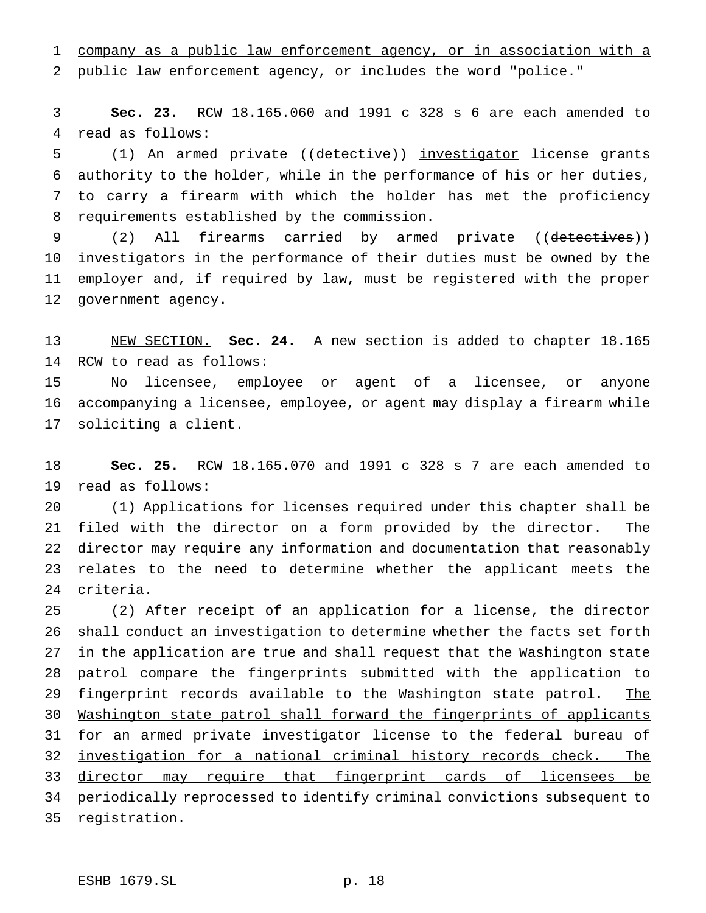company as a public law enforcement agency, or in association with a public law enforcement agency, or includes the word "police."

**Sec. 23.** RCW 18.165.060 and 1991 c 328 s 6 are each amended to read as follows:

(1) An armed private ((detective)) investigator license grants authority to the holder, while in the performance of his or her duties, to carry a firearm with which the holder has met the proficiency requirements established by the commission.

(2) All firearms carried by armed private ((detectives)) investigators in the performance of their duties must be owned by the employer and, if required by law, must be registered with the proper government agency.

NEW SECTION. **Sec. 24.** A new section is added to chapter 18.165 RCW to read as follows:

No licensee, employee or agent of a licensee, or anyone accompanying a licensee, employee, or agent may display a firearm while soliciting a client.

**Sec. 25.** RCW 18.165.070 and 1991 c 328 s 7 are each amended to read as follows:

(1) Applications for licenses required under this chapter shall be filed with the director on a form provided by the director. The director may require any information and documentation that reasonably relates to the need to determine whether the applicant meets the criteria.

(2) After receipt of an application for a license, the director shall conduct an investigation to determine whether the facts set forth in the application are true and shall request that the Washington state patrol compare the fingerprints submitted with the application to fingerprint records available to the Washington state patrol. The Washington state patrol shall forward the fingerprints of applicants for an armed private investigator license to the federal bureau of investigation for a national criminal history records check. The director may require that fingerprint cards of licensees be periodically reprocessed to identify criminal convictions subsequent to registration.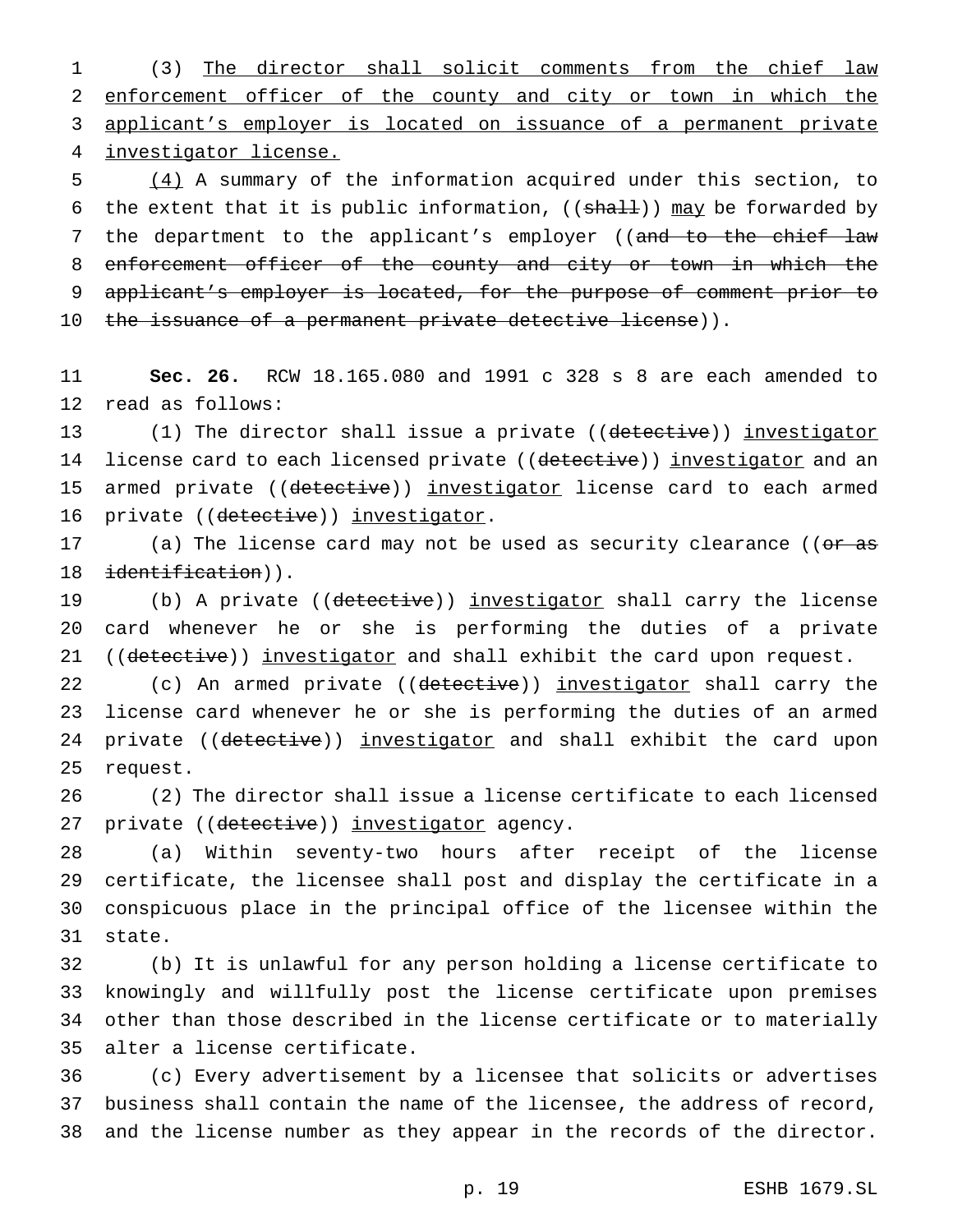(3) The director shall solicit comments from the chief law enforcement officer of the county and city or town in which the applicant's employer is located on issuance of a permanent private investigator license.

(4) A summary of the information acquired under this section, to the extent that it is public information, ((shall)) may be forwarded by the department to the applicant's employer ((and to the chief law enforcement officer of the county and city or town in which the applicant's employer is located, for the purpose of comment prior to the issuance of a permanent private detective license)).

**Sec. 26.** RCW 18.165.080 and 1991 c 328 s 8 are each amended to read as follows:

(1) The director shall issue a private ((detective)) investigator license card to each licensed private ((detective)) investigator and an armed private ((detective)) investigator license card to each armed private ((detective)) investigator.

(a) The license card may not be used as security clearance ((or as identification)).

(b) A private ((detective)) investigator shall carry the license card whenever he or she is performing the duties of a private ((detective)) investigator and shall exhibit the card upon request.

(c) An armed private ((detective)) investigator shall carry the license card whenever he or she is performing the duties of an armed private ((detective)) investigator and shall exhibit the card upon request.

(2) The director shall issue a license certificate to each licensed private ((detective)) investigator agency.

(a) Within seventy-two hours after receipt of the license certificate, the licensee shall post and display the certificate in a conspicuous place in the principal office of the licensee within the state.

(b) It is unlawful for any person holding a license certificate to knowingly and willfully post the license certificate upon premises other than those described in the license certificate or to materially alter a license certificate.

(c) Every advertisement by a licensee that solicits or advertises business shall contain the name of the licensee, the address of record, and the license number as they appear in the records of the director.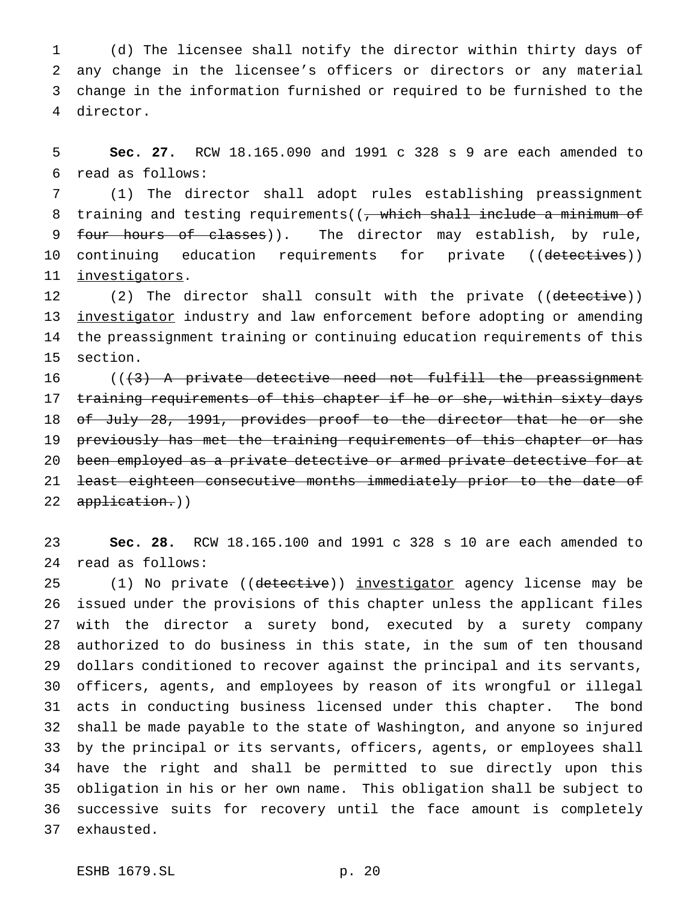(d) The licensee shall notify the director within thirty days of any change in the licensee's officers or directors or any material change in the information furnished or required to be furnished to the director.

**Sec. 27.** RCW 18.165.090 and 1991 c 328 s 9 are each amended to read as follows:

(1) The director shall adopt rules establishing preassignment training and testing requirements((~~, which shall include a minimum of four hours of classes~~)). The director may establish, by rule, continuing education requirements for private ((~~detectives~~)) <u>investigators</u>.

(2) The director shall consult with the private ((~~detective~~)) <u>investigator</u> industry and law enforcement before adopting or amending the preassignment training or continuing education requirements of this section.

((~~(3) A private detective need not fulfill the preassignment training requirements of this chapter if he or she, within sixty days of July 28, 1991, provides proof to the director that he or she previously has met the training requirements of this chapter or has been employed as a private detective or armed private detective for at least eighteen consecutive months immediately prior to the date of application.~~))

**Sec. 28.** RCW 18.165.100 and 1991 c 328 s 10 are each amended to read as follows:

(1) No private ((~~detective~~)) <u>investigator</u> agency license may be issued under the provisions of this chapter unless the applicant files with the director a surety bond, executed by a surety company authorized to do business in this state, in the sum of ten thousand dollars conditioned to recover against the principal and its servants, officers, agents, and employees by reason of its wrongful or illegal acts in conducting business licensed under this chapter. The bond shall be made payable to the state of Washington, and anyone so injured by the principal or its servants, officers, agents, or employees shall have the right and shall be permitted to sue directly upon this obligation in his or her own name. This obligation shall be subject to successive suits for recovery until the face amount is completely exhausted.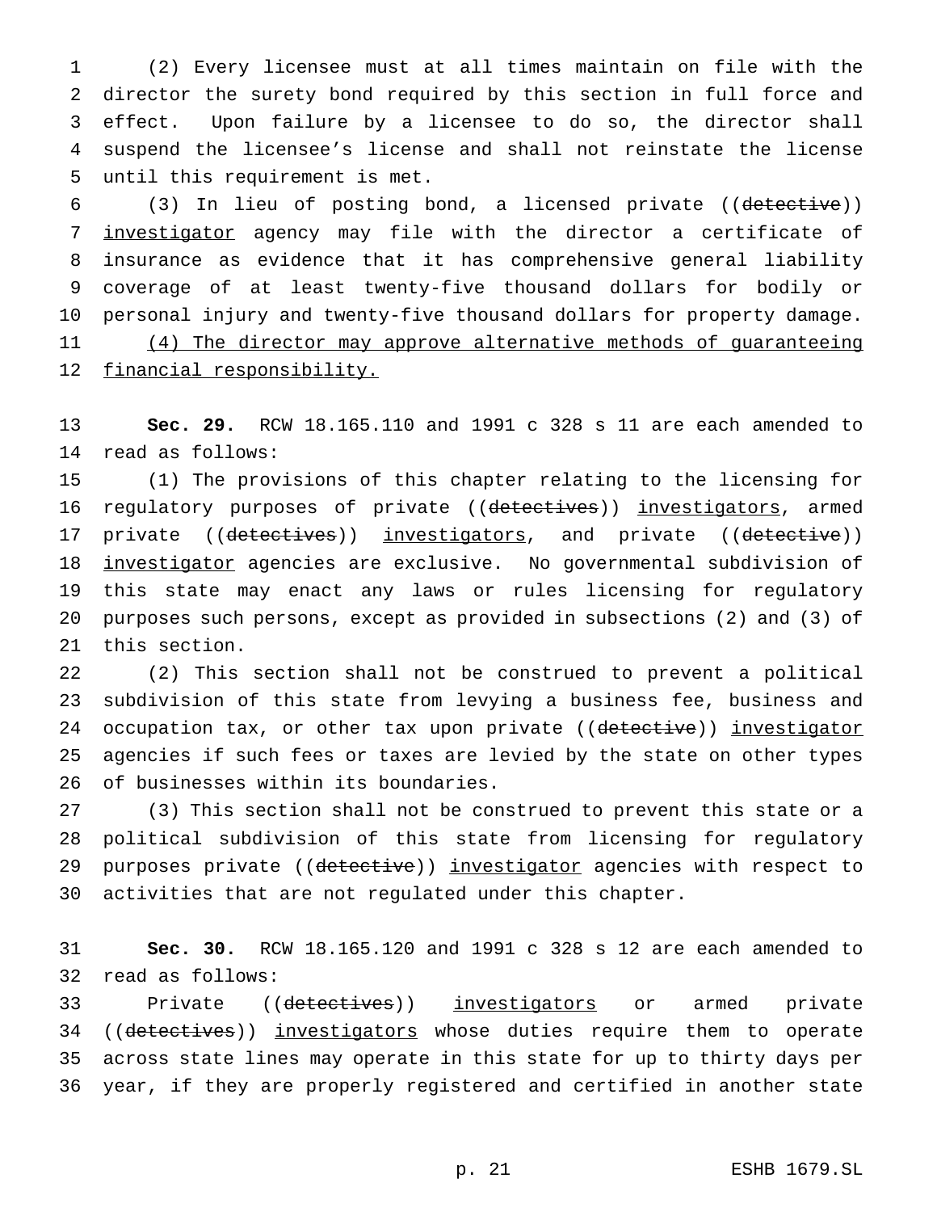(2) Every licensee must at all times maintain on file with the director the surety bond required by this section in full force and effect. Upon failure by a licensee to do so, the director shall suspend the licensee's license and shall not reinstate the license until this requirement is met.

(3) In lieu of posting bond, a licensed private ((~~detective~~)) <u>investigator</u> agency may file with the director a certificate of insurance as evidence that it has comprehensive general liability coverage of at least twenty-five thousand dollars for bodily or personal injury and twenty-five thousand dollars for property damage.

<u>(4) The director may approve alternative methods of guaranteeing financial responsibility.</u>

**Sec. 29.** RCW 18.165.110 and 1991 c 328 s 11 are each amended to read as follows:

(1) The provisions of this chapter relating to the licensing for regulatory purposes of private ((~~detectives~~)) <u>investigators</u>, armed private ((~~detectives~~)) <u>investigators</u>, and private ((~~detective~~)) <u>investigator</u> agencies are exclusive. No governmental subdivision of this state may enact any laws or rules licensing for regulatory purposes such persons, except as provided in subsections (2) and (3) of this section.

(2) This section shall not be construed to prevent a political subdivision of this state from levying a business fee, business and occupation tax, or other tax upon private ((~~detective~~)) <u>investigator</u> agencies if such fees or taxes are levied by the state on other types of businesses within its boundaries.

(3) This section shall not be construed to prevent this state or a political subdivision of this state from licensing for regulatory purposes private ((~~detective~~)) <u>investigator</u> agencies with respect to activities that are not regulated under this chapter.

**Sec. 30.** RCW 18.165.120 and 1991 c 328 s 12 are each amended to read as follows:

Private ((~~detectives~~)) <u>investigators</u> or armed private ((~~detectives~~)) <u>investigators</u> whose duties require them to operate across state lines may operate in this state for up to thirty days per year, if they are properly registered and certified in another state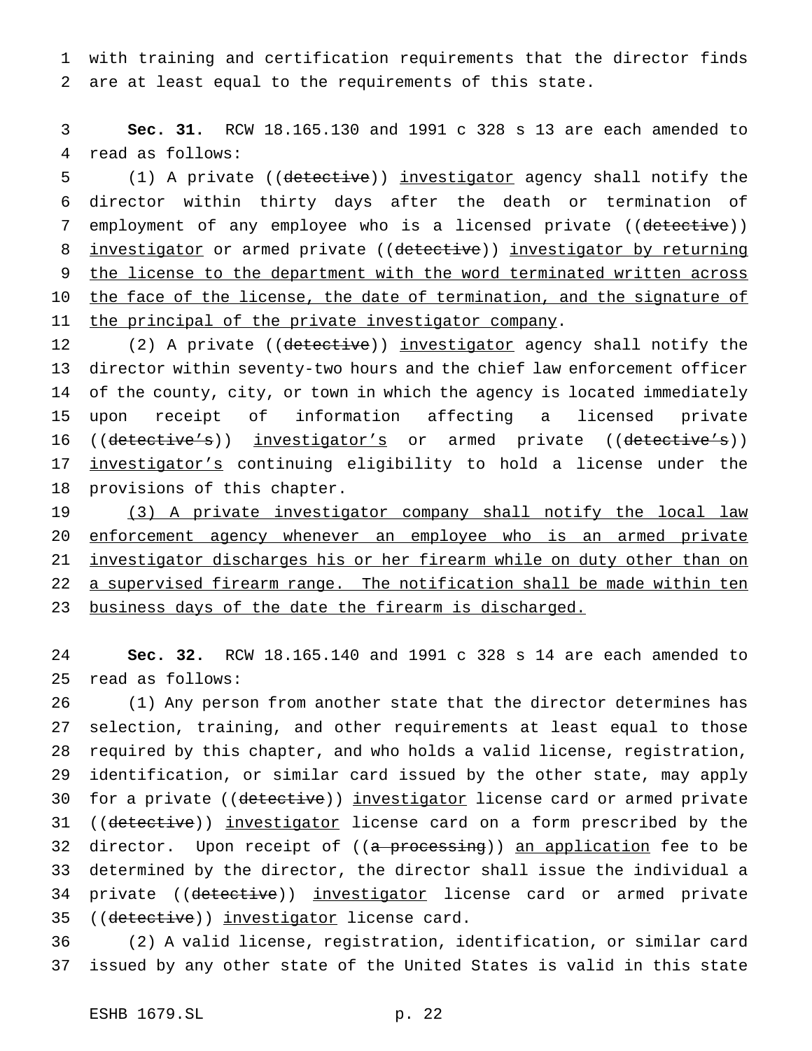with training and certification requirements that the director finds are at least equal to the requirements of this state.

**Sec. 31.** RCW 18.165.130 and 1991 c 328 s 13 are each amended to read as follows:

(1) A private ((~~detective~~)) investigator agency shall notify the director within thirty days after the death or termination of employment of any employee who is a licensed private ((~~detective~~)) investigator or armed private ((~~detective~~)) investigator by returning the license to the department with the word terminated written across the face of the license, the date of termination, and the signature of the principal of the private investigator company.

(2) A private ((~~detective~~)) investigator agency shall notify the director within seventy-two hours and the chief law enforcement officer of the county, city, or town in which the agency is located immediately upon receipt of information affecting a licensed private ((~~detective's~~)) investigator's or armed private ((~~detective's~~)) investigator's continuing eligibility to hold a license under the provisions of this chapter.

(3) A private investigator company shall notify the local law enforcement agency whenever an employee who is an armed private investigator discharges his or her firearm while on duty other than on a supervised firearm range. The notification shall be made within ten business days of the date the firearm is discharged.

**Sec. 32.** RCW 18.165.140 and 1991 c 328 s 14 are each amended to read as follows:

(1) Any person from another state that the director determines has selection, training, and other requirements at least equal to those required by this chapter, and who holds a valid license, registration, identification, or similar card issued by the other state, may apply for a private ((~~detective~~)) investigator license card or armed private ((~~detective~~)) investigator license card on a form prescribed by the director. Upon receipt of ((~~a processing~~)) an application fee to be determined by the director, the director shall issue the individual a private ((~~detective~~)) investigator license card or armed private ((~~detective~~)) investigator license card.

(2) A valid license, registration, identification, or similar card issued by any other state of the United States is valid in this state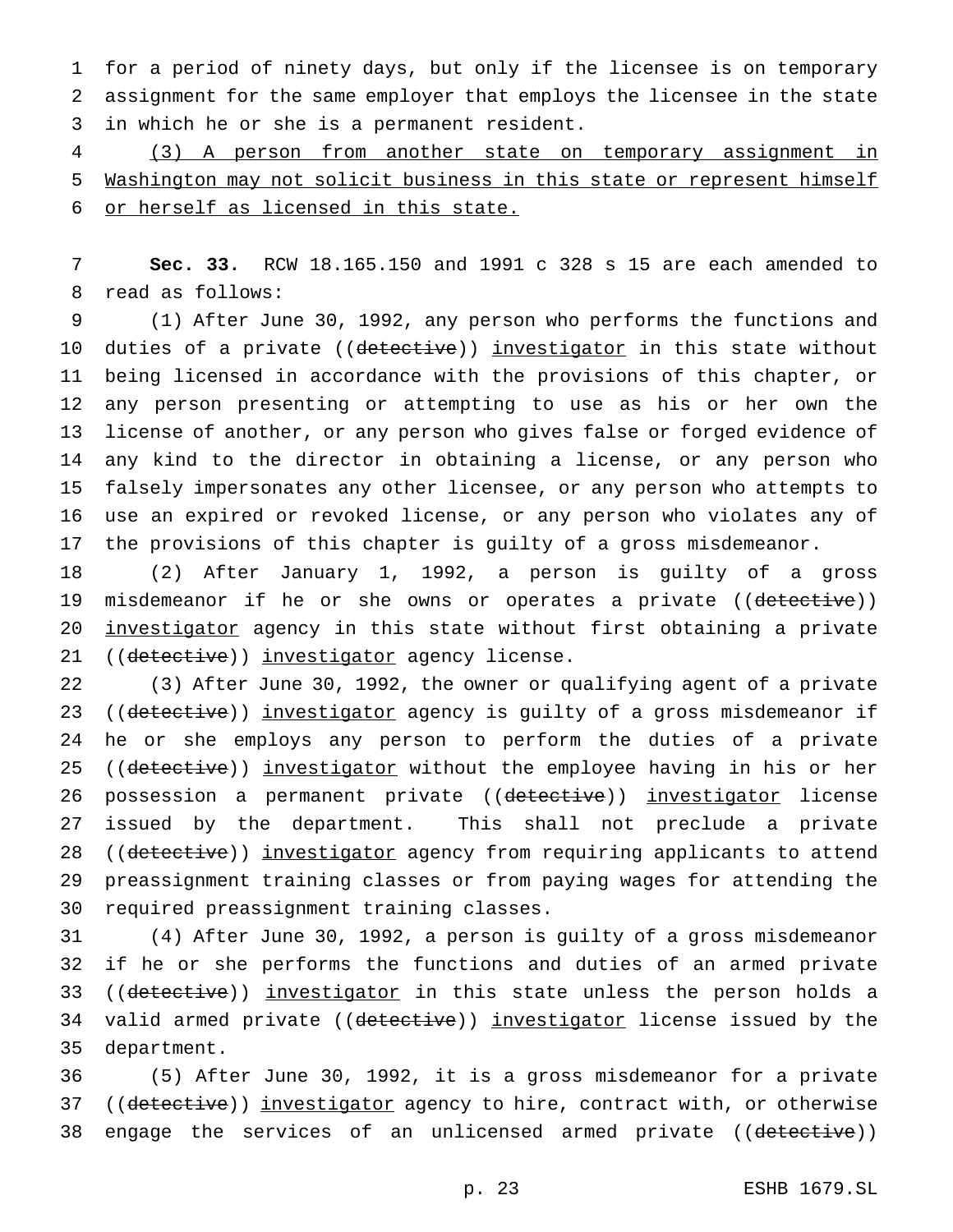for a period of ninety days, but only if the licensee is on temporary assignment for the same employer that employs the licensee in the state in which he or she is a permanent resident.

(3) A person from another state on temporary assignment in Washington may not solicit business in this state or represent himself or herself as licensed in this state.

**Sec. 33.** RCW 18.165.150 and 1991 c 328 s 15 are each amended to read as follows:

(1) After June 30, 1992, any person who performs the functions and duties of a private ((detective)) investigator in this state without being licensed in accordance with the provisions of this chapter, or any person presenting or attempting to use as his or her own the license of another, or any person who gives false or forged evidence of any kind to the director in obtaining a license, or any person who falsely impersonates any other licensee, or any person who attempts to use an expired or revoked license, or any person who violates any of the provisions of this chapter is guilty of a gross misdemeanor.

(2) After January 1, 1992, a person is guilty of a gross misdemeanor if he or she owns or operates a private ((detective)) investigator agency in this state without first obtaining a private ((detective)) investigator agency license.

(3) After June 30, 1992, the owner or qualifying agent of a private ((detective)) investigator agency is guilty of a gross misdemeanor if he or she employs any person to perform the duties of a private ((detective)) investigator without the employee having in his or her possession a permanent private ((detective)) investigator license issued by the department. This shall not preclude a private ((detective)) investigator agency from requiring applicants to attend preassignment training classes or from paying wages for attending the required preassignment training classes.

(4) After June 30, 1992, a person is guilty of a gross misdemeanor if he or she performs the functions and duties of an armed private ((detective)) investigator in this state unless the person holds a valid armed private ((detective)) investigator license issued by the department.

(5) After June 30, 1992, it is a gross misdemeanor for a private ((detective)) investigator agency to hire, contract with, or otherwise engage the services of an unlicensed armed private ((detective))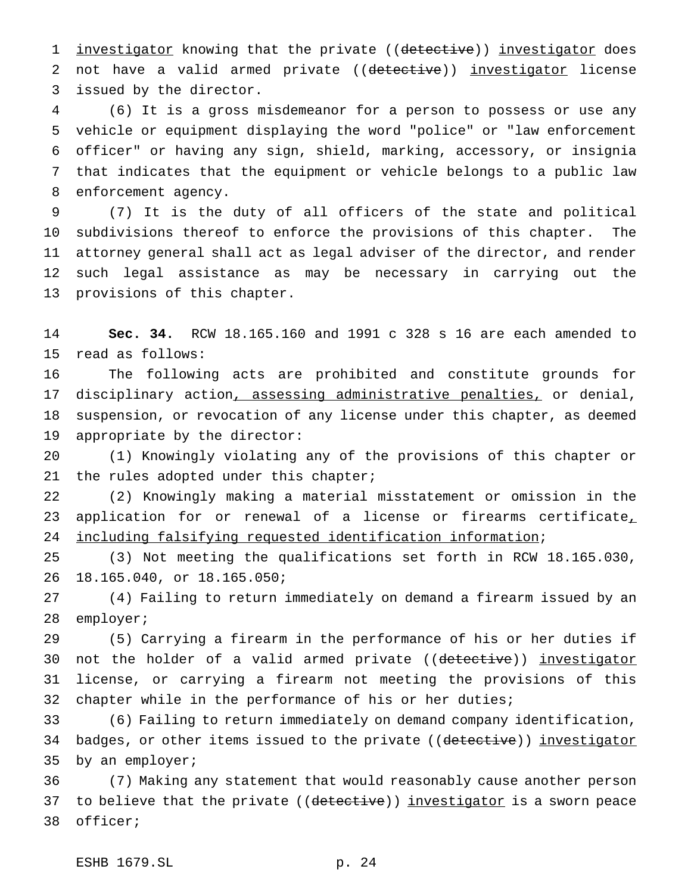investigator knowing that the private ((~~detective~~)) investigator does not have a valid armed private ((~~detective~~)) investigator license issued by the director.

(6) It is a gross misdemeanor for a person to possess or use any vehicle or equipment displaying the word "police" or "law enforcement officer" or having any sign, shield, marking, accessory, or insignia that indicates that the equipment or vehicle belongs to a public law enforcement agency.

(7) It is the duty of all officers of the state and political subdivisions thereof to enforce the provisions of this chapter. The attorney general shall act as legal adviser of the director, and render such legal assistance as may be necessary in carrying out the provisions of this chapter.

**Sec. 34.** RCW 18.165.160 and 1991 c 328 s 16 are each amended to read as follows:

The following acts are prohibited and constitute grounds for disciplinary action, assessing administrative penalties, or denial, suspension, or revocation of any license under this chapter, as deemed appropriate by the director:

(1) Knowingly violating any of the provisions of this chapter or the rules adopted under this chapter;

(2) Knowingly making a material misstatement or omission in the application for or renewal of a license or firearms certificate, including falsifying requested identification information;

(3) Not meeting the qualifications set forth in RCW 18.165.030, 18.165.040, or 18.165.050;

(4) Failing to return immediately on demand a firearm issued by an employer;

(5) Carrying a firearm in the performance of his or her duties if not the holder of a valid armed private ((~~detective~~)) investigator license, or carrying a firearm not meeting the provisions of this chapter while in the performance of his or her duties;

(6) Failing to return immediately on demand company identification, badges, or other items issued to the private ((~~detective~~)) investigator by an employer;

(7) Making any statement that would reasonably cause another person to believe that the private ((~~detective~~)) investigator is a sworn peace officer;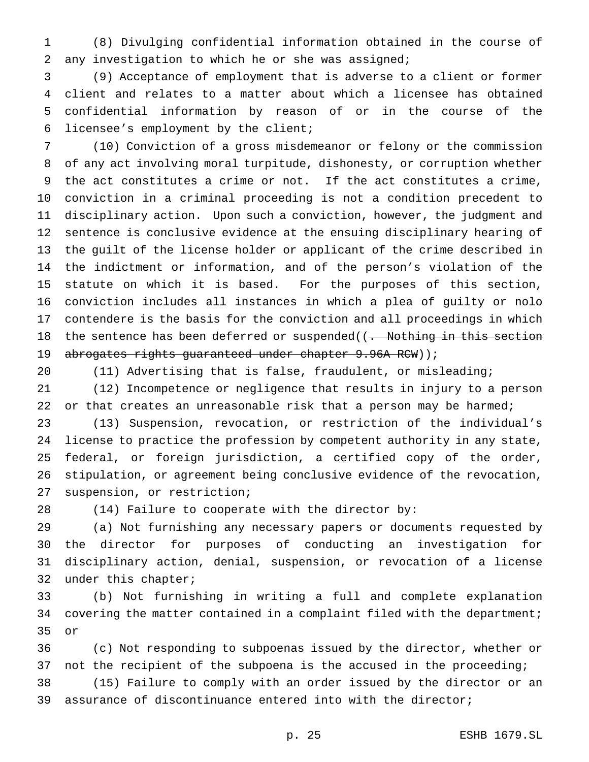(8) Divulging confidential information obtained in the course of any investigation to which he or she was assigned;

(9) Acceptance of employment that is adverse to a client or former client and relates to a matter about which a licensee has obtained confidential information by reason of or in the course of the licensee's employment by the client;

(10) Conviction of a gross misdemeanor or felony or the commission of any act involving moral turpitude, dishonesty, or corruption whether the act constitutes a crime or not. If the act constitutes a crime, conviction in a criminal proceeding is not a condition precedent to disciplinary action. Upon such a conviction, however, the judgment and sentence is conclusive evidence at the ensuing disciplinary hearing of the guilt of the license holder or applicant of the crime described in the indictment or information, and of the person's violation of the statute on which it is based. For the purposes of this section, conviction includes all instances in which a plea of guilty or nolo contendere is the basis for the conviction and all proceedings in which the sentence has been deferred or suspended((~~. Nothing in this section abrogates rights guaranteed under chapter 9.96A RCW~~));

(11) Advertising that is false, fraudulent, or misleading;

(12) Incompetence or negligence that results in injury to a person or that creates an unreasonable risk that a person may be harmed;

(13) Suspension, revocation, or restriction of the individual's license to practice the profession by competent authority in any state, federal, or foreign jurisdiction, a certified copy of the order, stipulation, or agreement being conclusive evidence of the revocation, suspension, or restriction;

(14) Failure to cooperate with the director by:

(a) Not furnishing any necessary papers or documents requested by the director for purposes of conducting an investigation for disciplinary action, denial, suspension, or revocation of a license under this chapter;

(b) Not furnishing in writing a full and complete explanation covering the matter contained in a complaint filed with the department; or

(c) Not responding to subpoenas issued by the director, whether or not the recipient of the subpoena is the accused in the proceeding;

(15) Failure to comply with an order issued by the director or an assurance of discontinuance entered into with the director;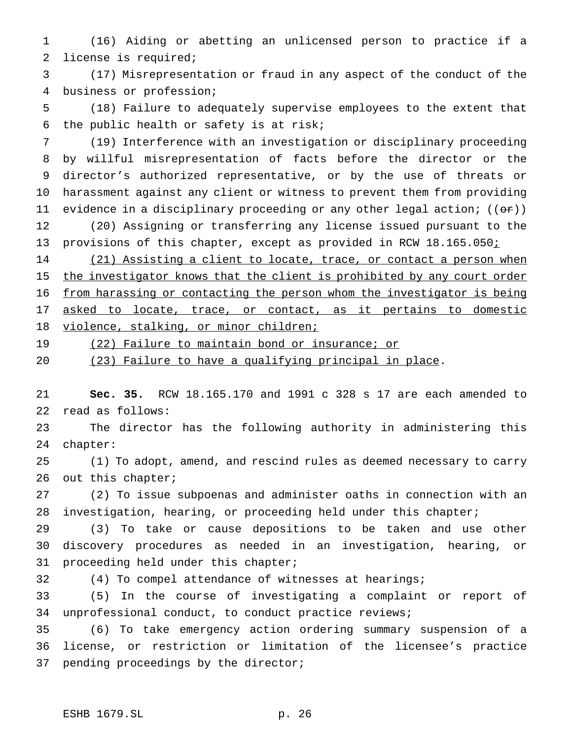(16) Aiding or abetting an unlicensed person to practice if a license is required;

(17) Misrepresentation or fraud in any aspect of the conduct of the business or profession;

(18) Failure to adequately supervise employees to the extent that the public health or safety is at risk;

(19) Interference with an investigation or disciplinary proceeding by willful misrepresentation of facts before the director or the director's authorized representative, or by the use of threats or harassment against any client or witness to prevent them from providing evidence in a disciplinary proceeding or any other legal action; ((~~or~~))

(20) Assigning or transferring any license issued pursuant to the provisions of this chapter, except as provided in RCW 18.165.050<u>;</u>

<u>(21) Assisting a client to locate, trace, or contact a person when the investigator knows that the client is prohibited by any court order from harassing or contacting the person whom the investigator is being asked to locate, trace, or contact, as it pertains to domestic violence, stalking, or minor children;</u>

<u>(22) Failure to maintain bond or insurance; or</u>

<u>(23) Failure to have a qualifying principal in place</u>.

**Sec. 35.** RCW 18.165.170 and 1991 c 328 s 17 are each amended to read as follows:

The director has the following authority in administering this chapter:

(1) To adopt, amend, and rescind rules as deemed necessary to carry out this chapter;

(2) To issue subpoenas and administer oaths in connection with an investigation, hearing, or proceeding held under this chapter;

(3) To take or cause depositions to be taken and use other discovery procedures as needed in an investigation, hearing, or proceeding held under this chapter;

(4) To compel attendance of witnesses at hearings;

(5) In the course of investigating a complaint or report of unprofessional conduct, to conduct practice reviews;

(6) To take emergency action ordering summary suspension of a license, or restriction or limitation of the licensee's practice pending proceedings by the director;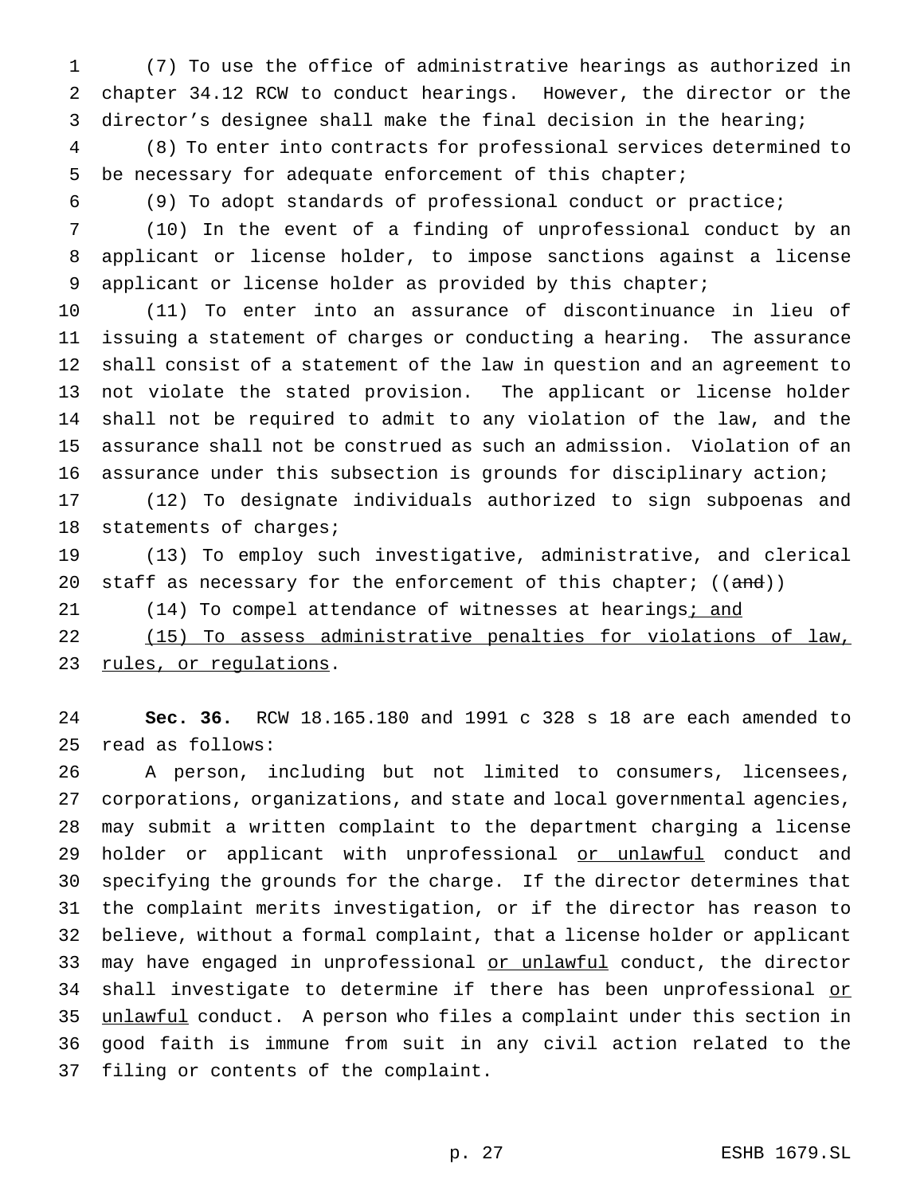(7) To use the office of administrative hearings as authorized in chapter 34.12 RCW to conduct hearings. However, the director or the director's designee shall make the final decision in the hearing;

(8) To enter into contracts for professional services determined to be necessary for adequate enforcement of this chapter;

(9) To adopt standards of professional conduct or practice;

(10) In the event of a finding of unprofessional conduct by an applicant or license holder, to impose sanctions against a license applicant or license holder as provided by this chapter;

(11) To enter into an assurance of discontinuance in lieu of issuing a statement of charges or conducting a hearing. The assurance shall consist of a statement of the law in question and an agreement to not violate the stated provision. The applicant or license holder shall not be required to admit to any violation of the law, and the assurance shall not be construed as such an admission. Violation of an assurance under this subsection is grounds for disciplinary action;

(12) To designate individuals authorized to sign subpoenas and statements of charges;

(13) To employ such investigative, administrative, and clerical staff as necessary for the enforcement of this chapter; ((~~and~~))

(14) To compel attendance of witnesses at hearings<u>; and</u>

<u>(15) To assess administrative penalties for violations of law, rules, or regulations</u>.

**Sec. 36.** RCW 18.165.180 and 1991 c 328 s 18 are each amended to read as follows:

A person, including but not limited to consumers, licensees, corporations, organizations, and state and local governmental agencies, may submit a written complaint to the department charging a license holder or applicant with unprofessional <u>or unlawful</u> conduct and specifying the grounds for the charge. If the director determines that the complaint merits investigation, or if the director has reason to believe, without a formal complaint, that a license holder or applicant may have engaged in unprofessional <u>or unlawful</u> conduct, the director shall investigate to determine if there has been unprofessional <u>or unlawful</u> conduct. A person who files a complaint under this section in good faith is immune from suit in any civil action related to the filing or contents of the complaint.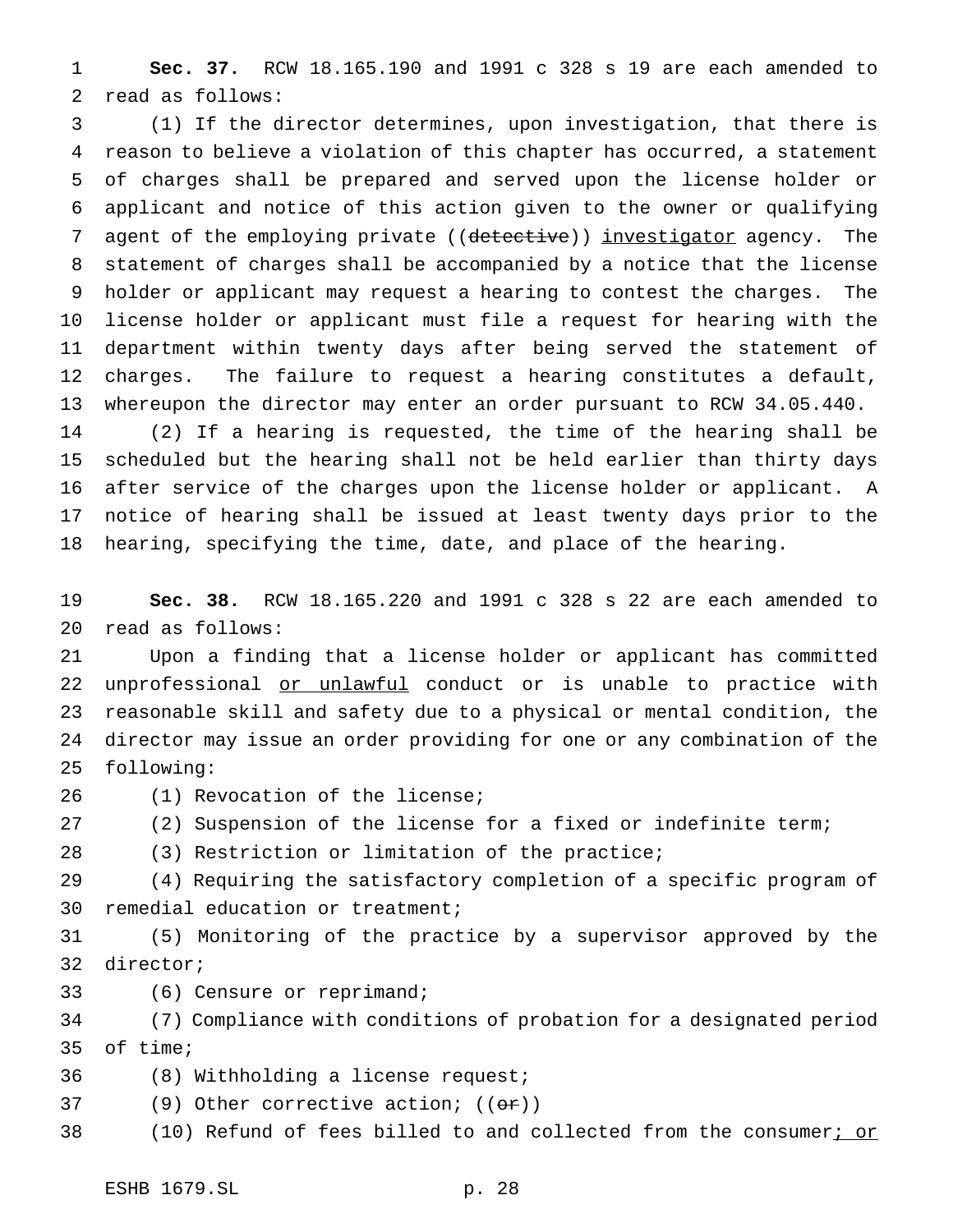**Sec. 37.** RCW 18.165.190 and 1991 c 328 s 19 are each amended to read as follows:

(1) If the director determines, upon investigation, that there is reason to believe a violation of this chapter has occurred, a statement of charges shall be prepared and served upon the license holder or applicant and notice of this action given to the owner or qualifying agent of the employing private ((~~detective~~)) investigator agency. The statement of charges shall be accompanied by a notice that the license holder or applicant may request a hearing to contest the charges. The license holder or applicant must file a request for hearing with the department within twenty days after being served the statement of charges. The failure to request a hearing constitutes a default, whereupon the director may enter an order pursuant to RCW 34.05.440.

(2) If a hearing is requested, the time of the hearing shall be scheduled but the hearing shall not be held earlier than thirty days after service of the charges upon the license holder or applicant. A notice of hearing shall be issued at least twenty days prior to the hearing, specifying the time, date, and place of the hearing.

**Sec. 38.** RCW 18.165.220 and 1991 c 328 s 22 are each amended to read as follows:

Upon a finding that a license holder or applicant has committed unprofessional or unlawful conduct or is unable to practice with reasonable skill and safety due to a physical or mental condition, the director may issue an order providing for one or any combination of the following:

(1) Revocation of the license;

(2) Suspension of the license for a fixed or indefinite term;

(3) Restriction or limitation of the practice;

(4) Requiring the satisfactory completion of a specific program of remedial education or treatment;

(5) Monitoring of the practice by a supervisor approved by the director;

(6) Censure or reprimand;

(7) Compliance with conditions of probation for a designated period of time;

(8) Withholding a license request;

(9) Other corrective action; ((~~or~~))

(10) Refund of fees billed to and collected from the consumer; or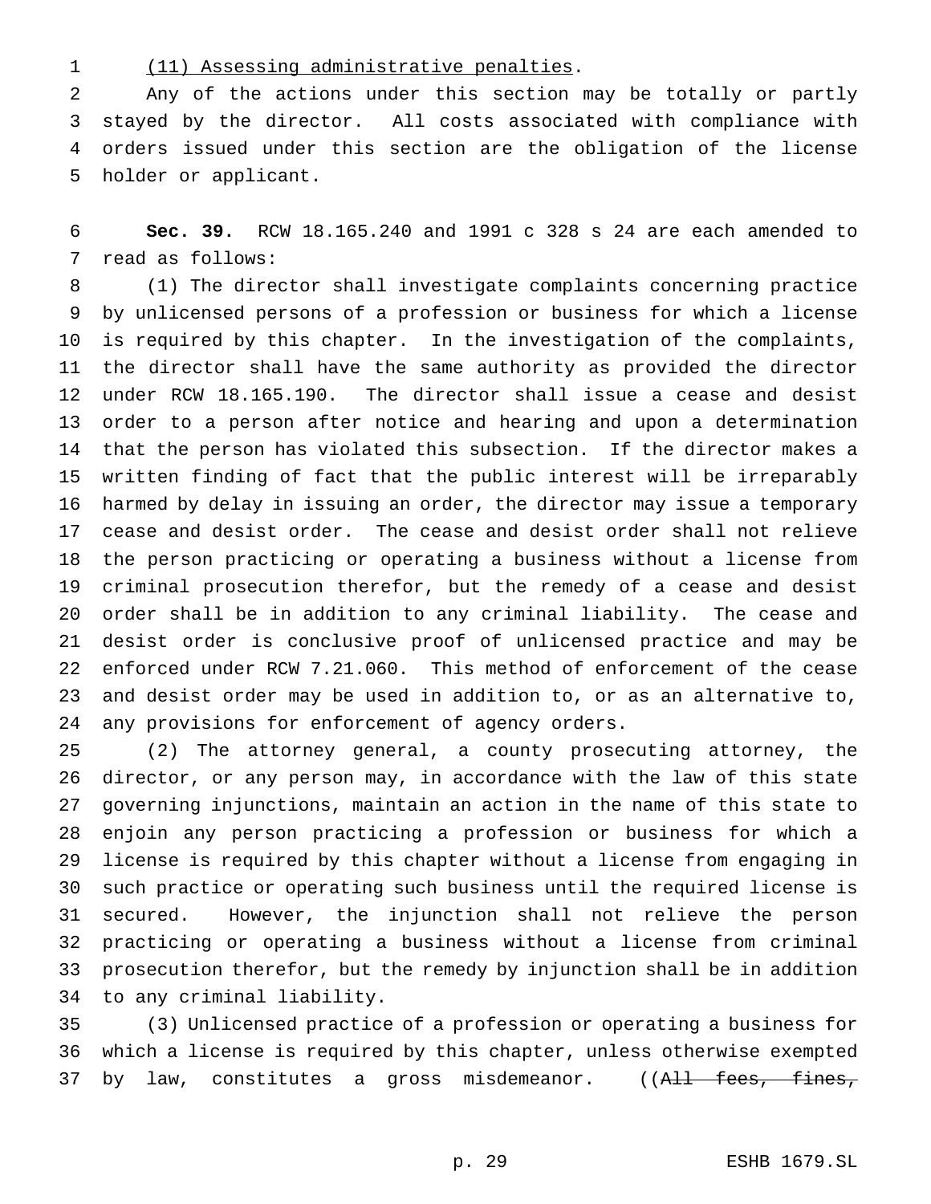(11) Assessing administrative penalties.

Any of the actions under this section may be totally or partly stayed by the director. All costs associated with compliance with orders issued under this section are the obligation of the license holder or applicant.

**Sec. 39.** RCW 18.165.240 and 1991 c 328 s 24 are each amended to read as follows:

(1) The director shall investigate complaints concerning practice by unlicensed persons of a profession or business for which a license is required by this chapter. In the investigation of the complaints, the director shall have the same authority as provided the director under RCW 18.165.190. The director shall issue a cease and desist order to a person after notice and hearing and upon a determination that the person has violated this subsection. If the director makes a written finding of fact that the public interest will be irreparably harmed by delay in issuing an order, the director may issue a temporary cease and desist order. The cease and desist order shall not relieve the person practicing or operating a business without a license from criminal prosecution therefor, but the remedy of a cease and desist order shall be in addition to any criminal liability. The cease and desist order is conclusive proof of unlicensed practice and may be enforced under RCW 7.21.060. This method of enforcement of the cease and desist order may be used in addition to, or as an alternative to, any provisions for enforcement of agency orders.

(2) The attorney general, a county prosecuting attorney, the director, or any person may, in accordance with the law of this state governing injunctions, maintain an action in the name of this state to enjoin any person practicing a profession or business for which a license is required by this chapter without a license from engaging in such practice or operating such business until the required license is secured. However, the injunction shall not relieve the person practicing or operating a business without a license from criminal prosecution therefor, but the remedy by injunction shall be in addition to any criminal liability.

(3) Unlicensed practice of a profession or operating a business for which a license is required by this chapter, unless otherwise exempted by law, constitutes a gross misdemeanor. ((~~All fees, fines,~~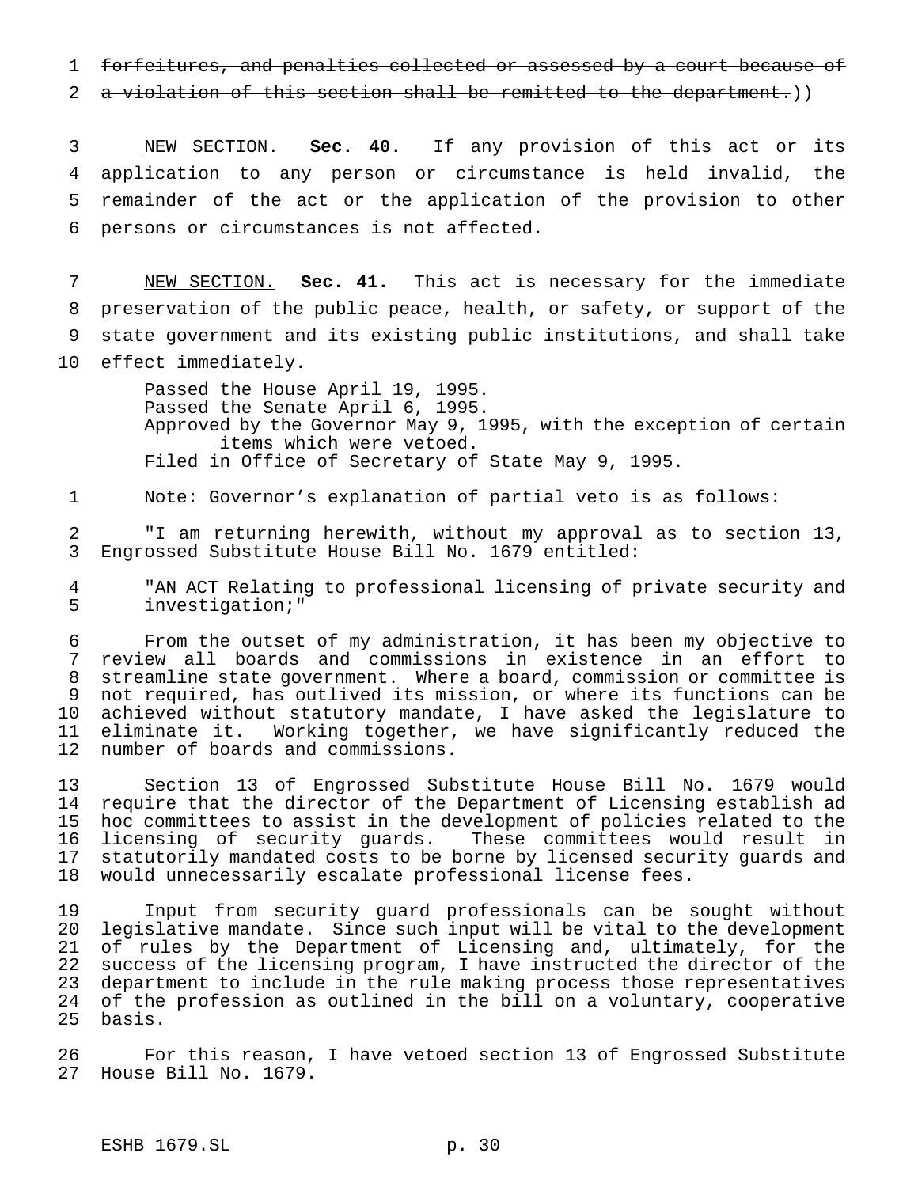~~forfeitures, and penalties collected or assessed by a court because of a violation of this section shall be remitted to the department.~~))

NEW SECTION. **Sec. 40.** If any provision of this act or its application to any person or circumstance is held invalid, the remainder of the act or the application of the provision to other persons or circumstances is not affected.

NEW SECTION. **Sec. 41.** This act is necessary for the immediate preservation of the public peace, health, or safety, or support of the state government and its existing public institutions, and shall take effect immediately.

Passed the House April 19, 1995.
Passed the Senate April 6, 1995.
Approved by the Governor May 9, 1995, with the exception of certain items which were vetoed.
Filed in Office of Secretary of State May 9, 1995.

Note: Governor's explanation of partial veto is as follows:

"I am returning herewith, without my approval as to section 13, Engrossed Substitute House Bill No. 1679 entitled:

"AN ACT Relating to professional licensing of private security and investigation;"

From the outset of my administration, it has been my objective to review all boards and commissions in existence in an effort to streamline state government. Where a board, commission or committee is not required, has outlived its mission, or where its functions can be achieved without statutory mandate, I have asked the legislature to eliminate it. Working together, we have significantly reduced the number of boards and commissions.

Section 13 of Engrossed Substitute House Bill No. 1679 would require that the director of the Department of Licensing establish ad hoc committees to assist in the development of policies related to the licensing of security guards. These committees would result in statutorily mandated costs to be borne by licensed security guards and would unnecessarily escalate professional license fees.

Input from security guard professionals can be sought without legislative mandate. Since such input will be vital to the development of rules by the Department of Licensing and, ultimately, for the success of the licensing program, I have instructed the director of the department to include in the rule making process those representatives of the profession as outlined in the bill on a voluntary, cooperative basis.

For this reason, I have vetoed section 13 of Engrossed Substitute House Bill No. 1679.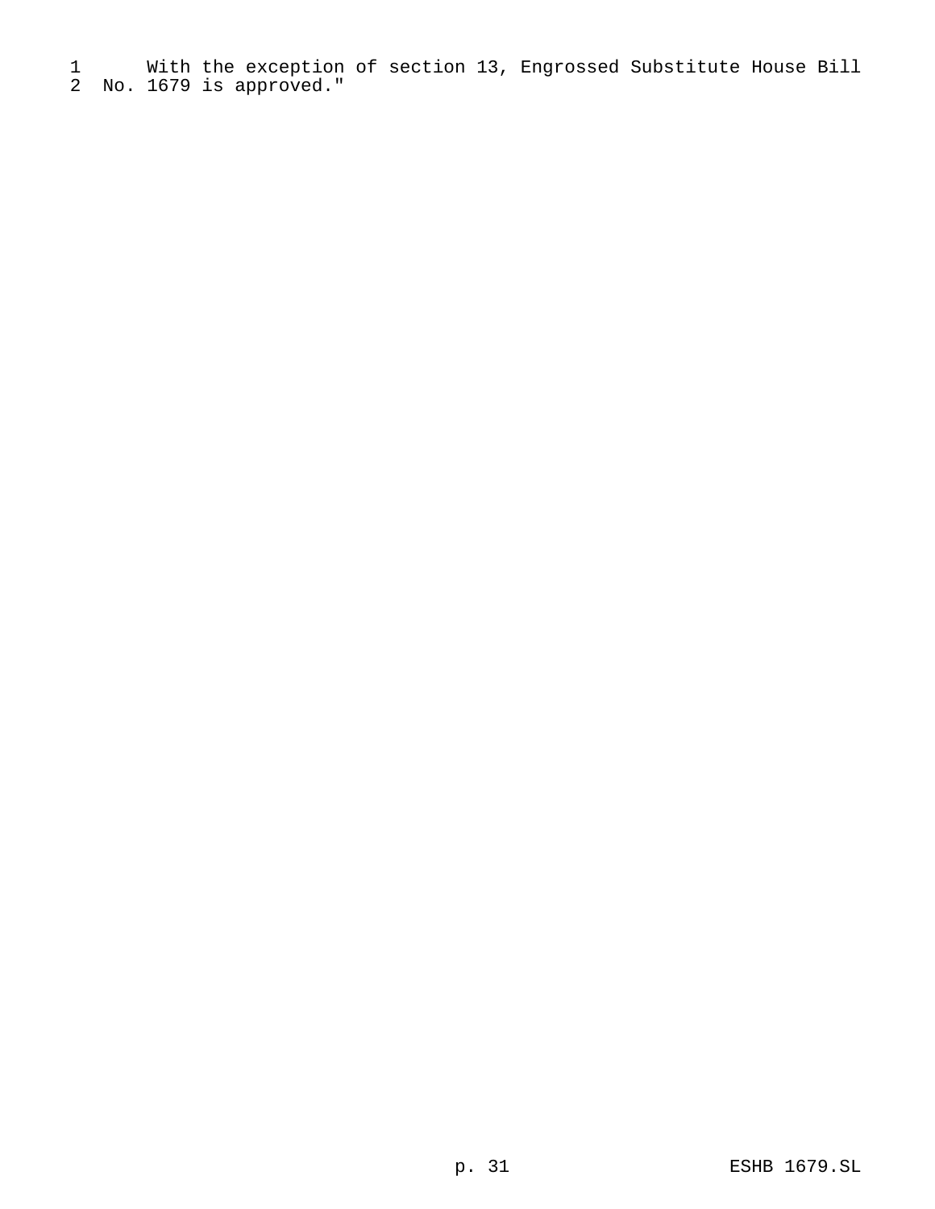With the exception of section 13, Engrossed Substitute House Bill No. 1679 is approved."